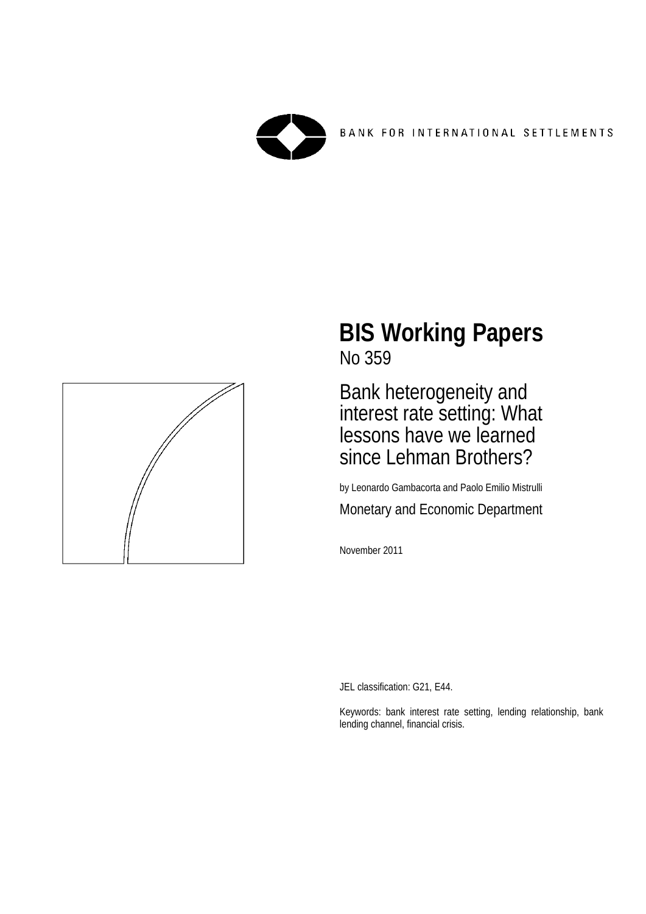BANK FOR INTERNATIONAL SETTLEMENTS

# BIS Working Papers

No 359

## Bank heterogeneity and interest rate setting: What lessons have we learned since Lehman Brothers?

by Leonardo Gambacorta and Paolo Emilio Mistrulli

Monetary and Economic Department

November 2011

JEL classification: G21, E44.

Keywords: bank interest rate setting, lending relationship, bank lending channel, financial crisis.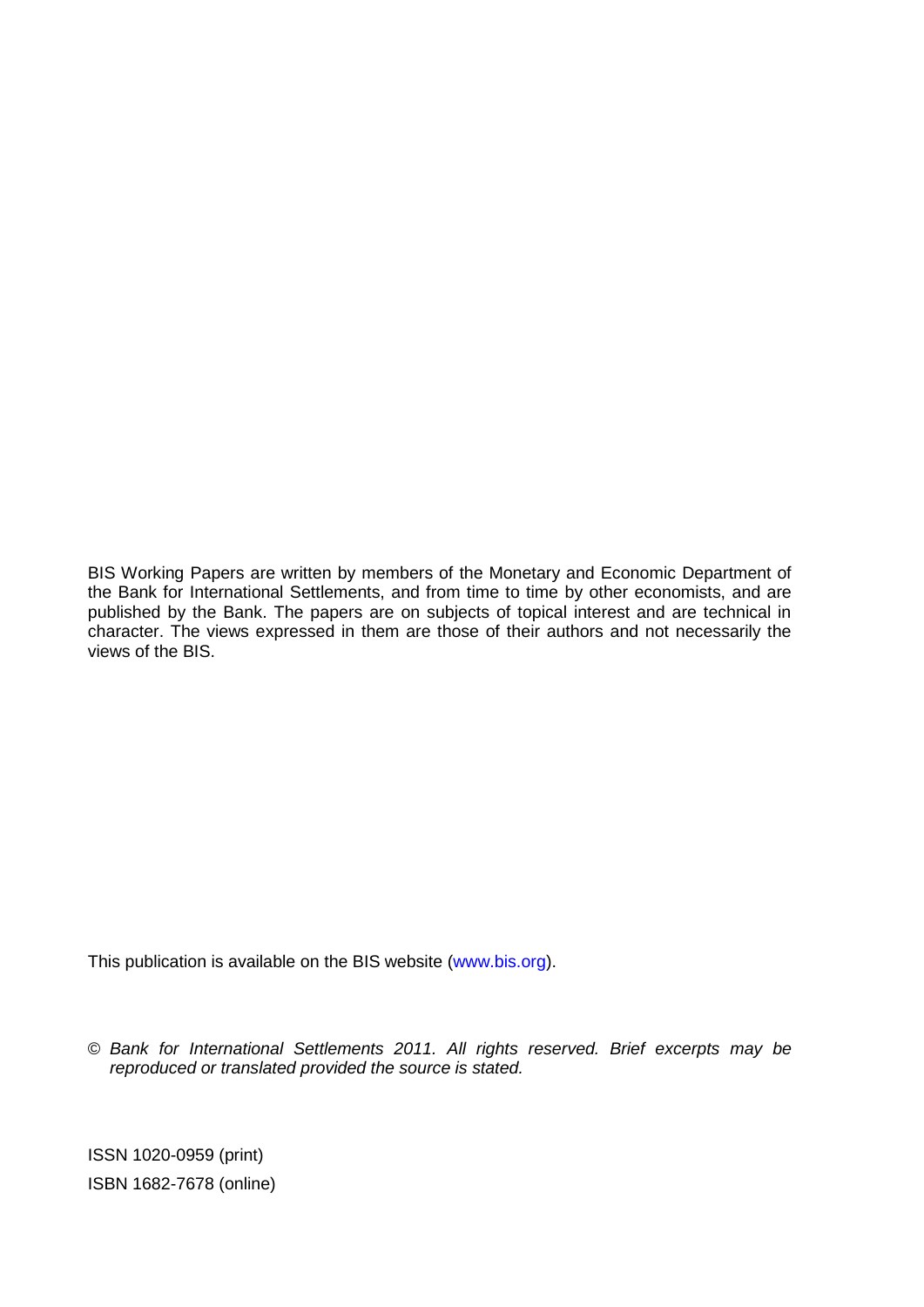BIS Working Papers are written by members of the Monetary and Economic Department of the Bank for International Settlements, and from time to time by other economists, and are published by the Bank. The papers are on subjects of topical interest and are technical in character. The views expressed in them are those of their authors and not necessarily the views of the BIS.

This publication is available on the BIS website (www.bis.org).

© *Bank for International Settlements 2011. All rights reserved. Brief excerpts may be reproduced or translated provided the source is stated.*

ISSN 1020-0959 (print)

ISBN 1682-7678 (online)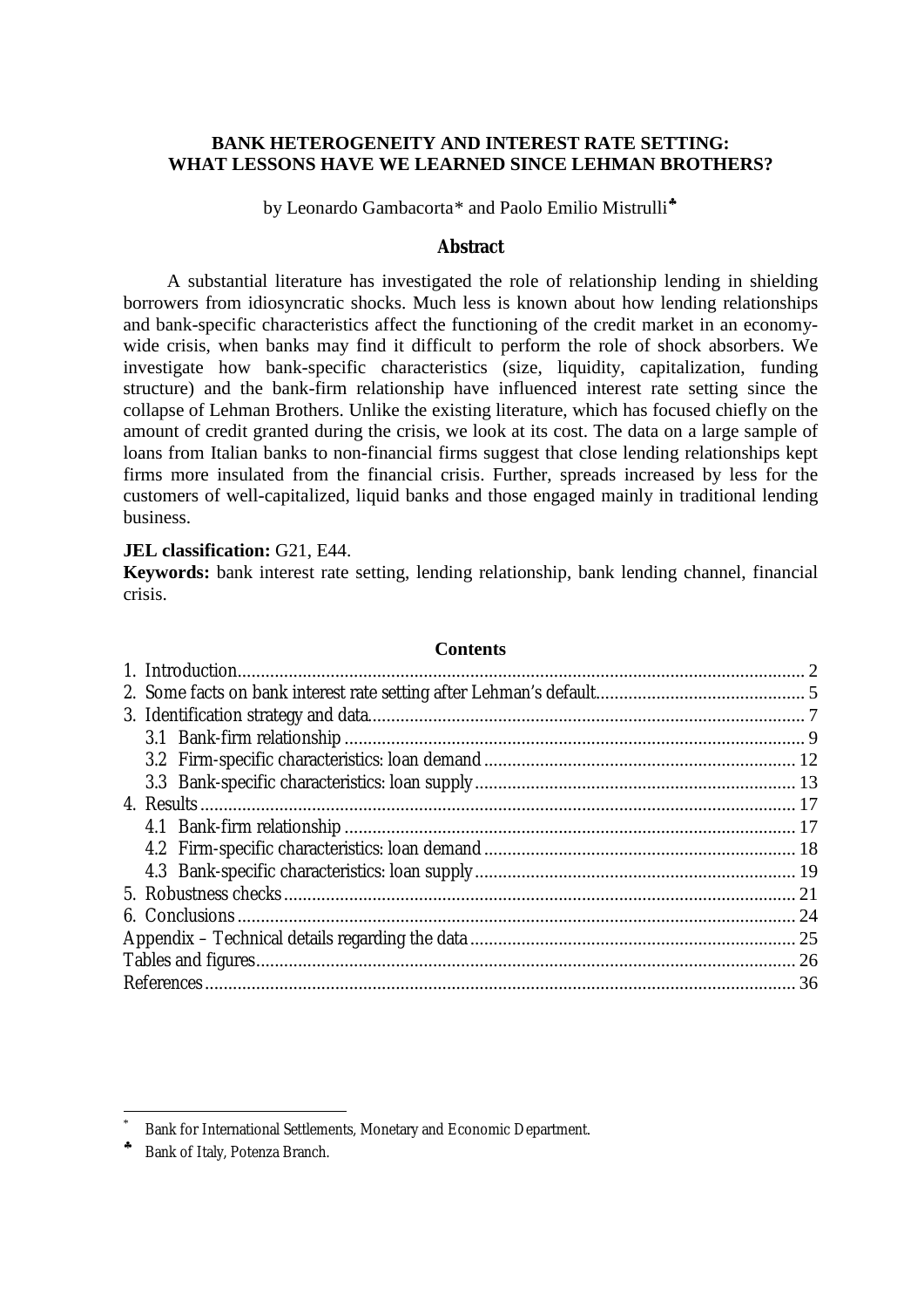# BANK HETEROGENEITY AND INTEREST RATE SETTING: WHAT LESSONS HAVE WE LEARNED SINCE LEHMAN BROTHERS?

by Leonardo Gambacorta* and Paolo Emilio Mistrulli[♣]

## Abstract

A substantial literature has investigated the role of relationship lending in shielding borrowers from idiosyncratic shocks. Much less is known about how lending relationships and bank-specific characteristics affect the functioning of the credit market in an economy-wide crisis, when banks may find it difficult to perform the role of shock absorbers. We investigate how bank-specific characteristics (size, liquidity, capitalization, funding structure) and the bank-firm relationship have influenced interest rate setting since the collapse of Lehman Brothers. Unlike the existing literature, which has focused chiefly on the amount of credit granted during the crisis, we look at its cost. The data on a large sample of loans from Italian banks to non-financial firms suggest that close lending relationships kept firms more insulated from the financial crisis. Further, spreads increased by less for the customers of well-capitalized, liquid banks and those engaged mainly in traditional lending business.

**JEL classification:** G21, E44.

**Keywords:** bank interest rate setting, lending relationship, bank lending channel, financial crisis.

### Contents

1. Introduction .......... 2
2. Some facts on bank interest rate setting after Lehman's default .......... 5
3. Identification strategy and data .......... 7
   - 3.1 Bank-firm relationship .......... 9
   - 3.2 Firm-specific characteristics: loan demand .......... 12
   - 3.3 Bank-specific characteristics: loan supply .......... 13
4. Results .......... 17
   - 4.1 Bank-firm relationship .......... 17
   - 4.2 Firm-specific characteristics: loan demand .......... 18
   - 4.3 Bank-specific characteristics: loan supply .......... 19
5. Robustness checks .......... 21
6. Conclusions .......... 24

Appendix – Technical details regarding the data .......... 25

Tables and figures .......... 26

References .......... 36

---

* Bank for International Settlements, Monetary and Economic Department.

♣ Bank of Italy, Potenza Branch.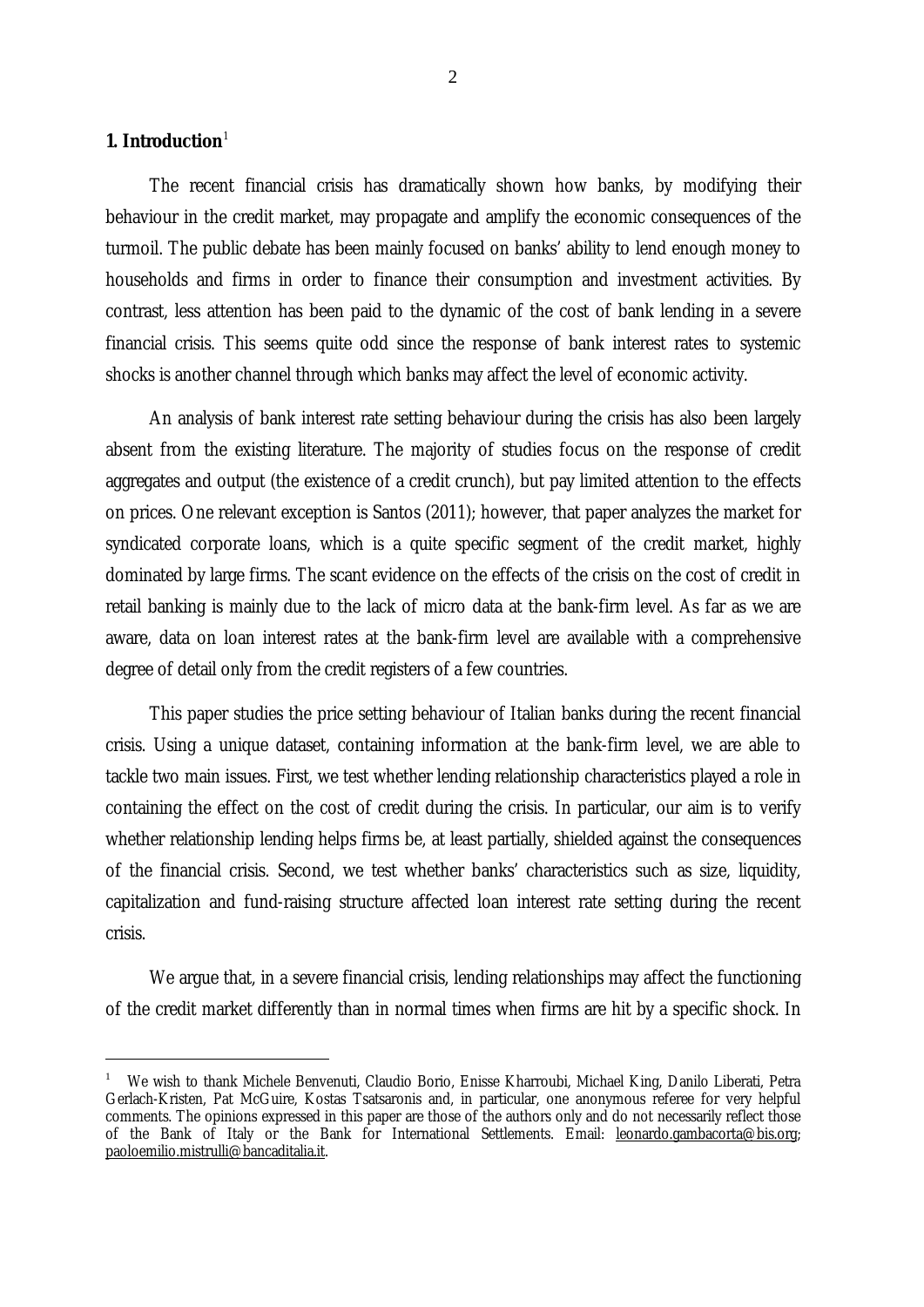## 1. Introduction[1]

The recent financial crisis has dramatically shown how banks, by modifying their behaviour in the credit market, may propagate and amplify the economic consequences of the turmoil. The public debate has been mainly focused on banks' ability to lend enough money to households and firms in order to finance their consumption and investment activities. By contrast, less attention has been paid to the dynamic of the cost of bank lending in a severe financial crisis. This seems quite odd since the response of bank interest rates to systemic shocks is another channel through which banks may affect the level of economic activity.

An analysis of bank interest rate setting behaviour during the crisis has also been largely absent from the existing literature. The majority of studies focus on the response of credit aggregates and output (the existence of a credit crunch), but pay limited attention to the effects on prices. One relevant exception is Santos (2011); however, that paper analyzes the market for syndicated corporate loans, which is a quite specific segment of the credit market, highly dominated by large firms. The scant evidence on the effects of the crisis on the cost of credit in retail banking is mainly due to the lack of micro data at the bank-firm level. As far as we are aware, data on loan interest rates at the bank-firm level are available with a comprehensive degree of detail only from the credit registers of a few countries.

This paper studies the price setting behaviour of Italian banks during the recent financial crisis. Using a unique dataset, containing information at the bank-firm level, we are able to tackle two main issues. First, we test whether lending relationship characteristics played a role in containing the effect on the cost of credit during the crisis. In particular, our aim is to verify whether relationship lending helps firms be, at least partially, shielded against the consequences of the financial crisis. Second, we test whether banks' characteristics such as size, liquidity, capitalization and fund-raising structure affected loan interest rate setting during the recent crisis.

We argue that, in a severe financial crisis, lending relationships may affect the functioning of the credit market differently than in normal times when firms are hit by a specific shock. In

---

[1] We wish to thank Michele Benvenuti, Claudio Borio, Enisse Kharroubi, Michael King, Danilo Liberati, Petra Gerlach-Kristen, Pat McGuire, Kostas Tsatsaronis and, in particular, one anonymous referee for very helpful comments. The opinions expressed in this paper are those of the authors only and do not necessarily reflect those of the Bank of Italy or the Bank for International Settlements. Email: leonardo.gambacorta@bis.org; paoloemilio.mistrulli@bancaditalia.it.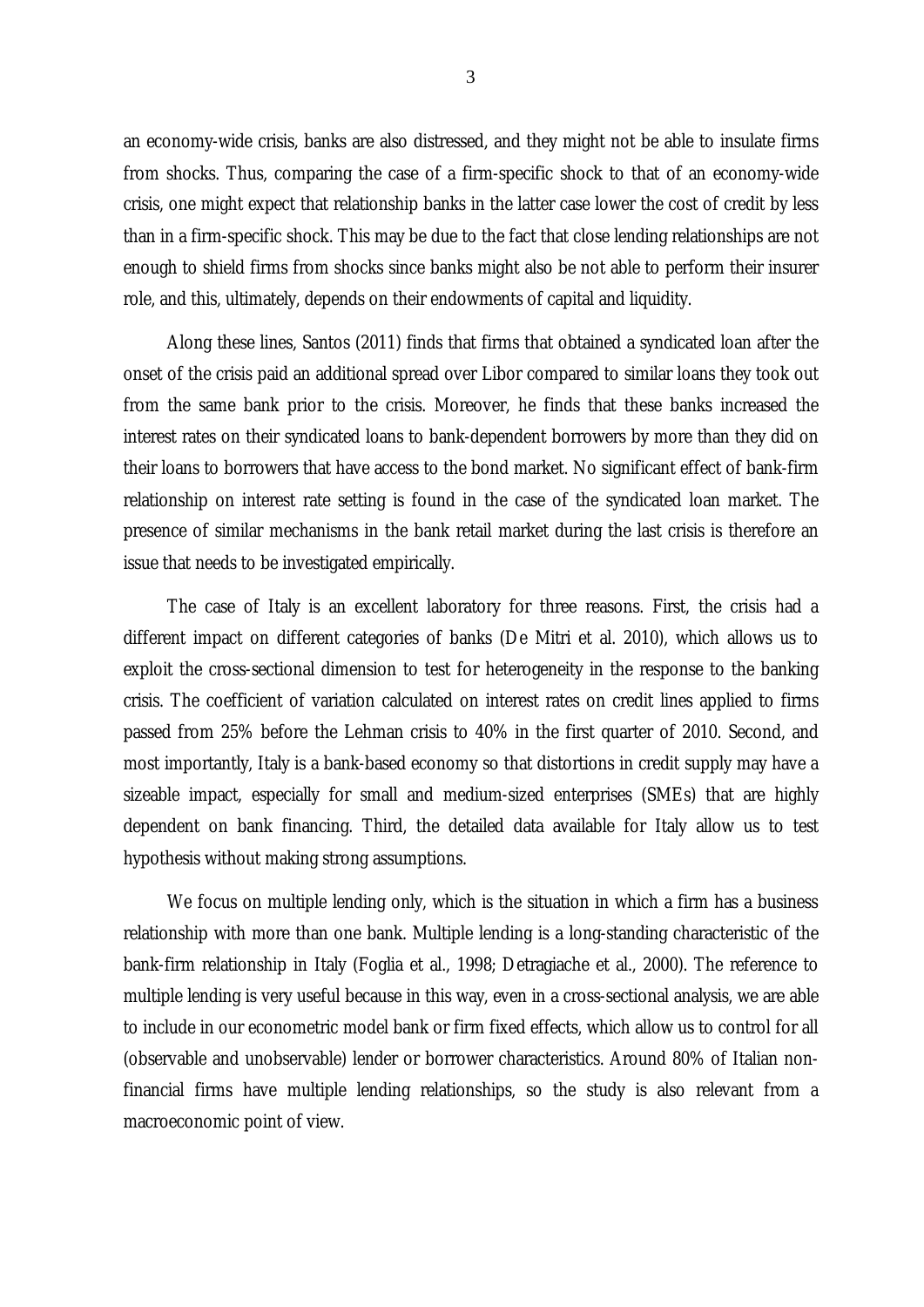an economy-wide crisis, banks are also distressed, and they might not be able to insulate firms from shocks. Thus, comparing the case of a firm-specific shock to that of an economy-wide crisis, one might expect that relationship banks in the latter case lower the cost of credit by less than in a firm-specific shock. This may be due to the fact that close lending relationships are not enough to shield firms from shocks since banks might also be not able to perform their insurer role, and this, ultimately, depends on their endowments of capital and liquidity.

Along these lines, Santos (2011) finds that firms that obtained a syndicated loan after the onset of the crisis paid an additional spread over Libor compared to similar loans they took out from the same bank prior to the crisis. Moreover, he finds that these banks increased the interest rates on their syndicated loans to bank-dependent borrowers by more than they did on their loans to borrowers that have access to the bond market. No significant effect of bank-firm relationship on interest rate setting is found in the case of the syndicated loan market. The presence of similar mechanisms in the bank retail market during the last crisis is therefore an issue that needs to be investigated empirically.

The case of Italy is an excellent laboratory for three reasons. First, the crisis had a different impact on different categories of banks (De Mitri et al. 2010), which allows us to exploit the cross-sectional dimension to test for heterogeneity in the response to the banking crisis. The coefficient of variation calculated on interest rates on credit lines applied to firms passed from 25% before the Lehman crisis to 40% in the first quarter of 2010. Second, and most importantly, Italy is a bank-based economy so that distortions in credit supply may have a sizeable impact, especially for small and medium-sized enterprises (SMEs) that are highly dependent on bank financing. Third, the detailed data available for Italy allow us to test hypothesis without making strong assumptions.

We focus on multiple lending only, which is the situation in which a firm has a business relationship with more than one bank. Multiple lending is a long-standing characteristic of the bank-firm relationship in Italy (Foglia et al., 1998; Detragiache et al., 2000). The reference to multiple lending is very useful because in this way, even in a cross-sectional analysis, we are able to include in our econometric model bank or firm fixed effects, which allow us to control for all (observable and unobservable) lender or borrower characteristics. Around 80% of Italian non-financial firms have multiple lending relationships, so the study is also relevant from a macroeconomic point of view.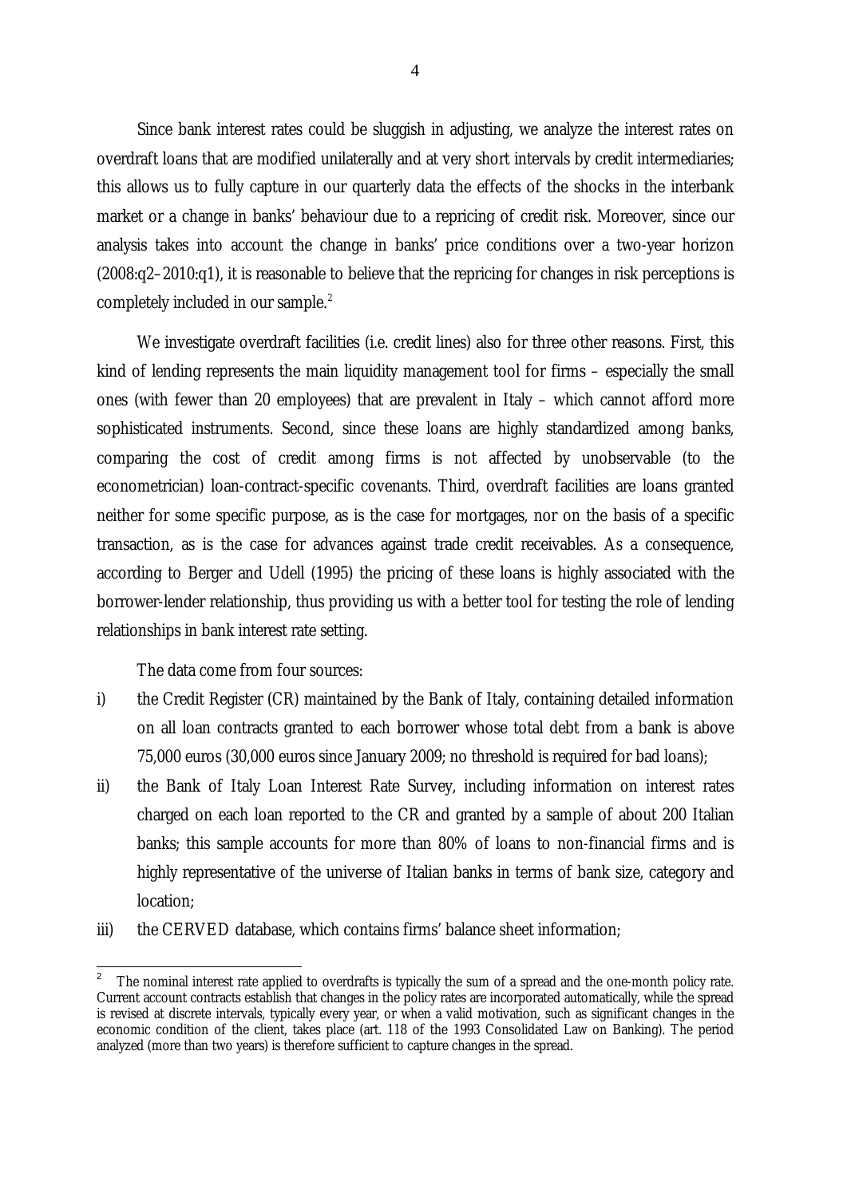Since bank interest rates could be sluggish in adjusting, we analyze the interest rates on overdraft loans that are modified unilaterally and at very short intervals by credit intermediaries; this allows us to fully capture in our quarterly data the effects of the shocks in the interbank market or a change in banks' behaviour due to a repricing of credit risk. Moreover, since our analysis takes into account the change in banks' price conditions over a two-year horizon (2008:q2–2010:q1), it is reasonable to believe that the repricing for changes in risk perceptions is completely included in our sample.[2]

We investigate overdraft facilities (i.e. credit lines) also for three other reasons. First, this kind of lending represents the main liquidity management tool for firms – especially the small ones (with fewer than 20 employees) that are prevalent in Italy – which cannot afford more sophisticated instruments. Second, since these loans are highly standardized among banks, comparing the cost of credit among firms is not affected by unobservable (to the econometrician) loan-contract-specific covenants. Third, overdraft facilities are loans granted neither for some specific purpose, as is the case for mortgages, nor on the basis of a specific transaction, as is the case for advances against trade credit receivables. As a consequence, according to Berger and Udell (1995) the pricing of these loans is highly associated with the borrower-lender relationship, thus providing us with a better tool for testing the role of lending relationships in bank interest rate setting.

The data come from four sources:

i) the Credit Register (CR) maintained by the Bank of Italy, containing detailed information on all loan contracts granted to each borrower whose total debt from a bank is above 75,000 euros (30,000 euros since January 2009; no threshold is required for bad loans);

ii) the Bank of Italy Loan Interest Rate Survey, including information on interest rates charged on each loan reported to the CR and granted by a sample of about 200 Italian banks; this sample accounts for more than 80% of loans to non-financial firms and is highly representative of the universe of Italian banks in terms of bank size, category and location;

iii) the CERVED database, which contains firms' balance sheet information;

[2] The nominal interest rate applied to overdrafts is typically the sum of a spread and the one-month policy rate. Current account contracts establish that changes in the policy rates are incorporated automatically, while the spread is revised at discrete intervals, typically every year, or when a valid motivation, such as significant changes in the economic condition of the client, takes place (art. 118 of the 1993 Consolidated Law on Banking). The period analyzed (more than two years) is therefore sufficient to capture changes in the spread.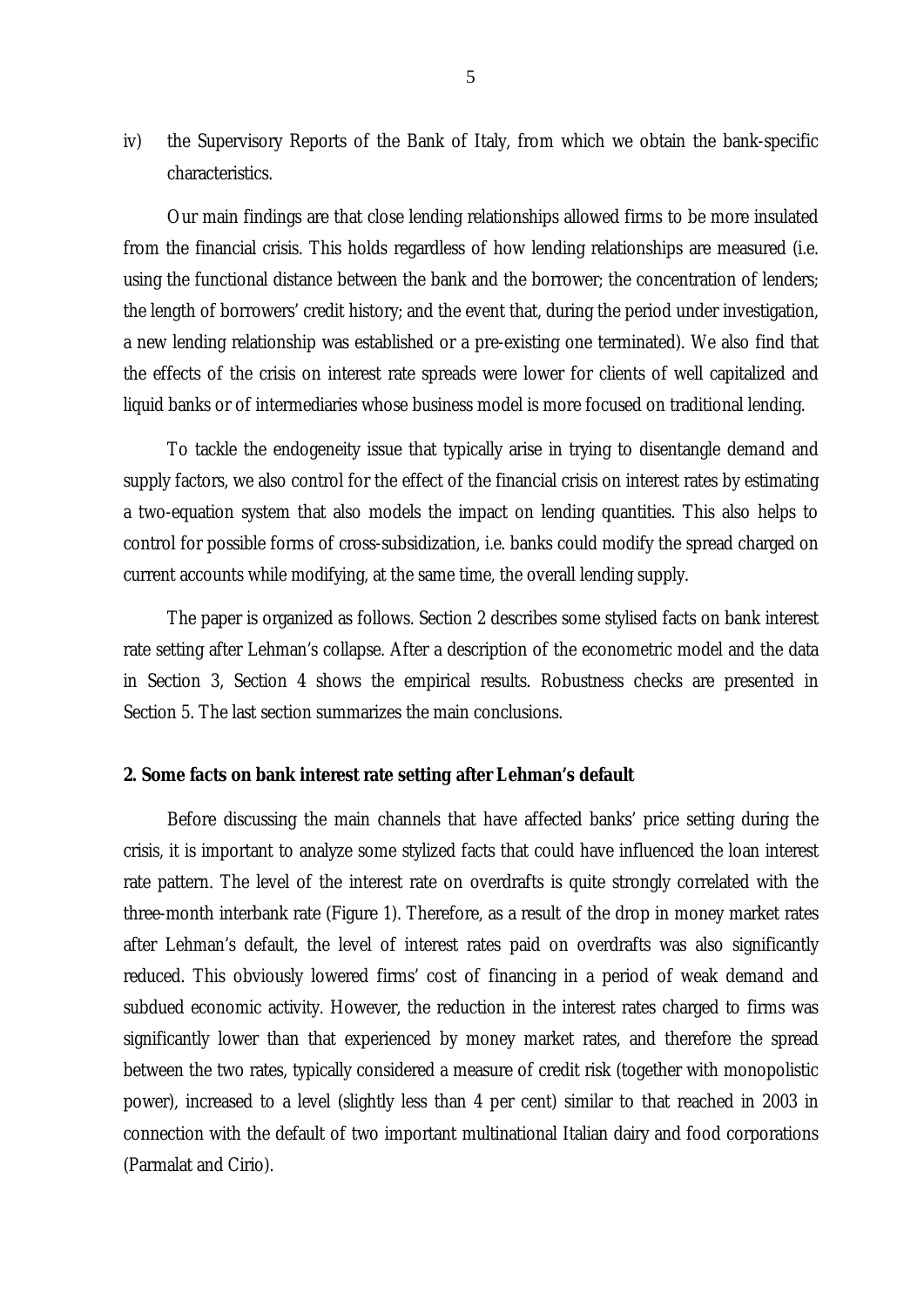iv) the Supervisory Reports of the Bank of Italy, from which we obtain the bank-specific characteristics.

Our main findings are that close lending relationships allowed firms to be more insulated from the financial crisis. This holds regardless of how lending relationships are measured (i.e. using the functional distance between the bank and the borrower; the concentration of lenders; the length of borrowers' credit history; and the event that, during the period under investigation, a new lending relationship was established or a pre-existing one terminated). We also find that the effects of the crisis on interest rate spreads were lower for clients of well capitalized and liquid banks or of intermediaries whose business model is more focused on traditional lending.

To tackle the endogeneity issue that typically arise in trying to disentangle demand and supply factors, we also control for the effect of the financial crisis on interest rates by estimating a two-equation system that also models the impact on lending quantities. This also helps to control for possible forms of cross-subsidization, i.e. banks could modify the spread charged on current accounts while modifying, at the same time, the overall lending supply.

The paper is organized as follows. Section 2 describes some stylised facts on bank interest rate setting after Lehman's collapse. After a description of the econometric model and the data in Section 3, Section 4 shows the empirical results. Robustness checks are presented in Section 5. The last section summarizes the main conclusions.

## 2. Some facts on bank interest rate setting after Lehman's default

Before discussing the main channels that have affected banks' price setting during the crisis, it is important to analyze some stylized facts that could have influenced the loan interest rate pattern. The level of the interest rate on overdrafts is quite strongly correlated with the three-month interbank rate (Figure 1). Therefore, as a result of the drop in money market rates after Lehman's default, the level of interest rates paid on overdrafts was also significantly reduced. This obviously lowered firms' cost of financing in a period of weak demand and subdued economic activity. However, the reduction in the interest rates charged to firms was significantly lower than that experienced by money market rates, and therefore the spread between the two rates, typically considered a measure of credit risk (together with monopolistic power), increased to a level (slightly less than 4 per cent) similar to that reached in 2003 in connection with the default of two important multinational Italian dairy and food corporations (Parmalat and Cirio).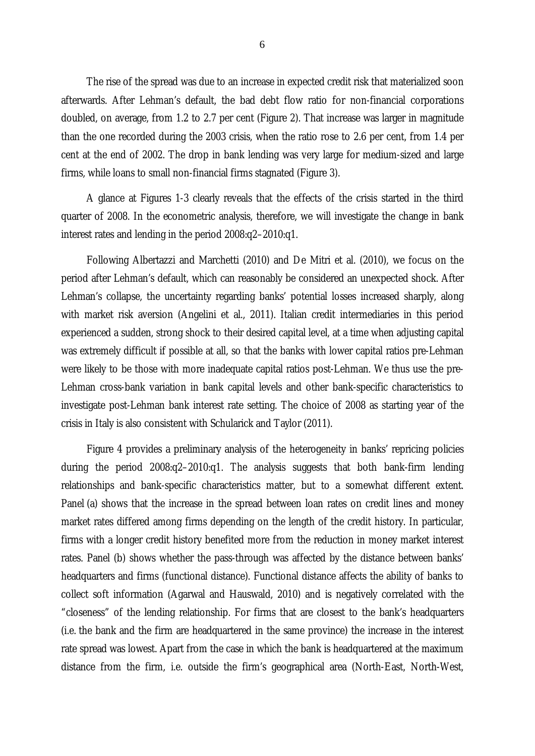The rise of the spread was due to an increase in expected credit risk that materialized soon afterwards. After Lehman's default, the bad debt flow ratio for non-financial corporations doubled, on average, from 1.2 to 2.7 per cent (Figure 2). That increase was larger in magnitude than the one recorded during the 2003 crisis, when the ratio rose to 2.6 per cent, from 1.4 per cent at the end of 2002. The drop in bank lending was very large for medium-sized and large firms, while loans to small non-financial firms stagnated (Figure 3).

A glance at Figures 1-3 clearly reveals that the effects of the crisis started in the third quarter of 2008. In the econometric analysis, therefore, we will investigate the change in bank interest rates and lending in the period 2008:q2–2010:q1.

Following Albertazzi and Marchetti (2010) and De Mitri et al. (2010), we focus on the period after Lehman's default, which can reasonably be considered an unexpected shock. After Lehman's collapse, the uncertainty regarding banks' potential losses increased sharply, along with market risk aversion (Angelini et al., 2011). Italian credit intermediaries in this period experienced a sudden, strong shock to their desired capital level, at a time when adjusting capital was extremely difficult if possible at all, so that the banks with lower capital ratios pre-Lehman were likely to be those with more inadequate capital ratios post-Lehman. We thus use the pre-Lehman cross-bank variation in bank capital levels and other bank-specific characteristics to investigate post-Lehman bank interest rate setting. The choice of 2008 as starting year of the crisis in Italy is also consistent with Schularick and Taylor (2011).

Figure 4 provides a preliminary analysis of the heterogeneity in banks' repricing policies during the period 2008:q2–2010:q1. The analysis suggests that both bank-firm lending relationships and bank-specific characteristics matter, but to a somewhat different extent. Panel (a) shows that the increase in the spread between loan rates on credit lines and money market rates differed among firms depending on the length of the credit history. In particular, firms with a longer credit history benefited more from the reduction in money market interest rates. Panel (b) shows whether the pass-through was affected by the distance between banks' headquarters and firms (functional distance). Functional distance affects the ability of banks to collect soft information (Agarwal and Hauswald, 2010) and is negatively correlated with the "closeness" of the lending relationship. For firms that are closest to the bank's headquarters (i.e. the bank and the firm are headquartered in the same province) the increase in the interest rate spread was lowest. Apart from the case in which the bank is headquartered at the maximum distance from the firm, i.e. outside the firm's geographical area (North-East, North-West,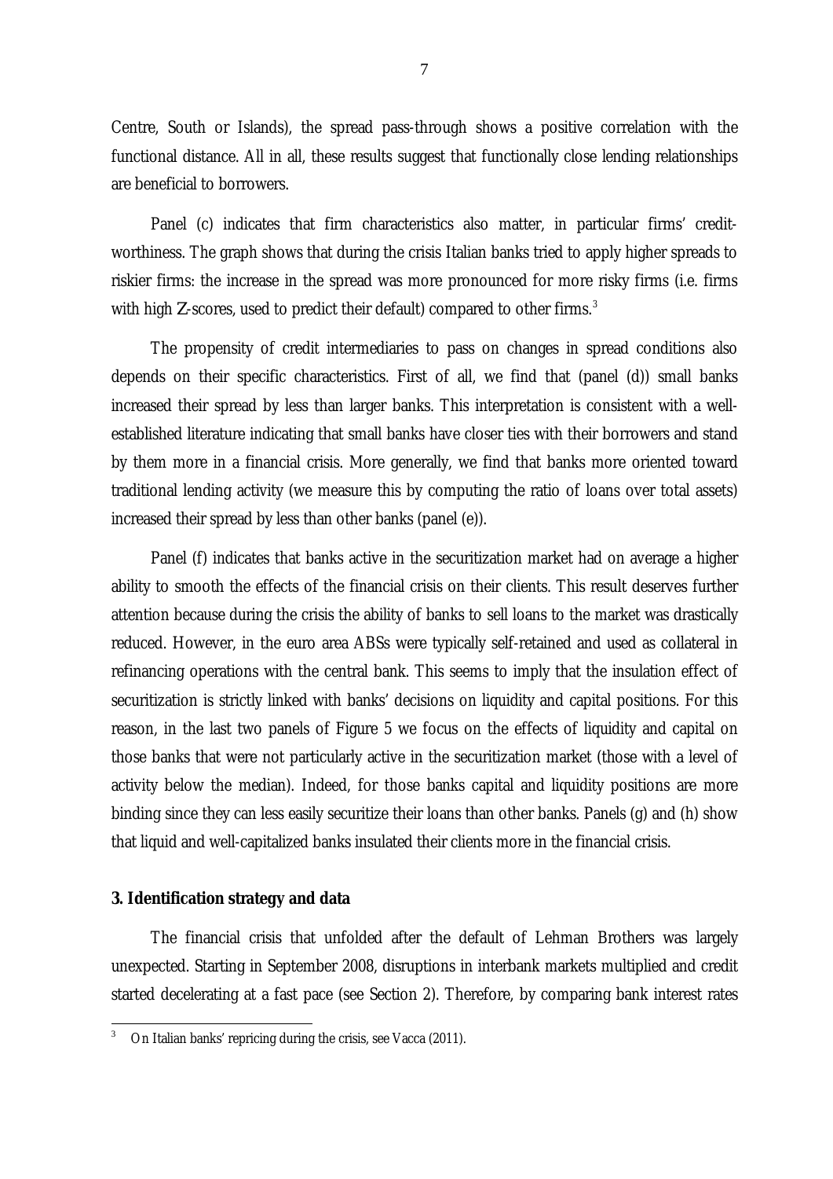Centre, South or Islands), the spread pass-through shows a positive correlation with the functional distance. All in all, these results suggest that functionally close lending relationships are beneficial to borrowers.

Panel (c) indicates that firm characteristics also matter, in particular firms' credit-worthiness. The graph shows that during the crisis Italian banks tried to apply higher spreads to riskier firms: the increase in the spread was more pronounced for more risky firms (i.e. firms with high Z-scores, used to predict their default) compared to other firms.[3]

The propensity of credit intermediaries to pass on changes in spread conditions also depends on their specific characteristics. First of all, we find that (panel (d)) small banks increased their spread by less than larger banks. This interpretation is consistent with a well-established literature indicating that small banks have closer ties with their borrowers and stand by them more in a financial crisis. More generally, we find that banks more oriented toward traditional lending activity (we measure this by computing the ratio of loans over total assets) increased their spread by less than other banks (panel (e)).

Panel (f) indicates that banks active in the securitization market had on average a higher ability to smooth the effects of the financial crisis on their clients. This result deserves further attention because during the crisis the ability of banks to sell loans to the market was drastically reduced. However, in the euro area ABSs were typically self-retained and used as collateral in refinancing operations with the central bank. This seems to imply that the insulation effect of securitization is strictly linked with banks' decisions on liquidity and capital positions. For this reason, in the last two panels of Figure 5 we focus on the effects of liquidity and capital on those banks that were not particularly active in the securitization market (those with a level of activity below the median). Indeed, for those banks capital and liquidity positions are more binding since they can less easily securitize their loans than other banks. Panels (g) and (h) show that liquid and well-capitalized banks insulated their clients more in the financial crisis.

## 3. Identification strategy and data

The financial crisis that unfolded after the default of Lehman Brothers was largely unexpected. Starting in September 2008, disruptions in interbank markets multiplied and credit started decelerating at a fast pace (see Section 2). Therefore, by comparing bank interest rates

---

[3] On Italian banks' repricing during the crisis, see Vacca (2011).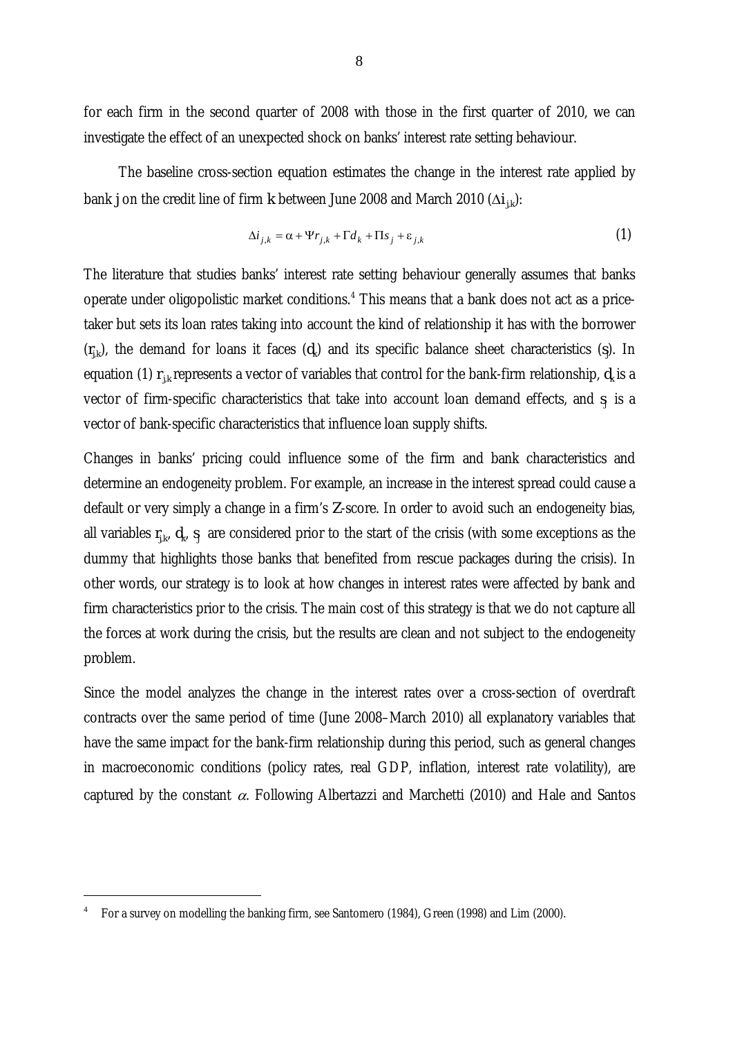for each firm in the second quarter of 2008 with those in the first quarter of 2010, we can investigate the effect of an unexpected shock on banks' interest rate setting behaviour.

The baseline cross-section equation estimates the change in the interest rate applied by bank $j$ on the credit line of firm $k$ between June 2008 and March 2010 ($\Delta i_{j,k}$):

$$\Delta i_{j,k} = \alpha + \Psi r_{j,k} + \Gamma d_k + \Pi s_j + \varepsilon_{j,k} \tag{1}$$

The literature that studies banks' interest rate setting behaviour generally assumes that banks operate under oligopolistic market conditions.[4] This means that a bank does not act as a price-taker but sets its loan rates taking into account the kind of relationship it has with the borrower ($r_{j,k}$), the demand for loans it faces ($d_k$) and its specific balance sheet characteristics ($s_j$). In equation (1) $r_{j,k}$ represents a vector of variables that control for the bank-firm relationship, $d_k$ is a vector of firm-specific characteristics that take into account loan demand effects, and $s_j$ is a vector of bank-specific characteristics that influence loan supply shifts.

Changes in banks' pricing could influence some of the firm and bank characteristics and determine an endogeneity problem. For example, an increase in the interest spread could cause a default or very simply a change in a firm's Z-score. In order to avoid such an endogeneity bias, all variables $r_{j,k}$, $d_k$, $s_j$ are considered prior to the start of the crisis (with some exceptions as the dummy that highlights those banks that benefited from rescue packages during the crisis). In other words, our strategy is to look at how changes in interest rates were affected by bank and firm characteristics prior to the crisis. The main cost of this strategy is that we do not capture all the forces at work during the crisis, but the results are clean and not subject to the endogeneity problem.

Since the model analyzes the change in the interest rates over a cross-section of overdraft contracts over the same period of time (June 2008–March 2010) all explanatory variables that have the same impact for the bank-firm relationship during this period, such as general changes in macroeconomic conditions (policy rates, real GDP, inflation, interest rate volatility), are captured by the constant $\alpha$. Following Albertazzi and Marchetti (2010) and Hale and Santos

[4] For a survey on modelling the banking firm, see Santomero (1984), Green (1998) and Lim (2000).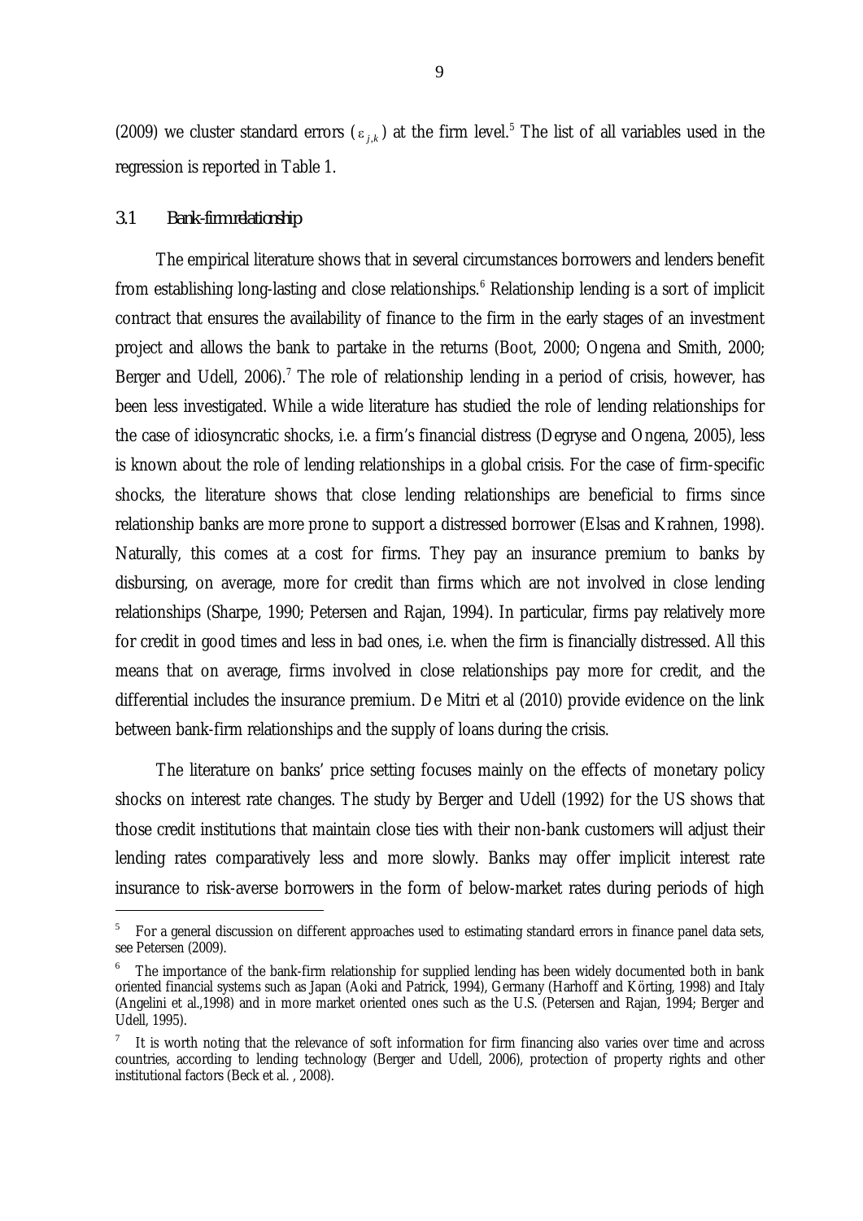(2009) we cluster standard errors ($\varepsilon_{j,k}$) at the firm level.[5] The list of all variables used in the regression is reported in Table 1.

### 3.1 Bank-firm relationship

The empirical literature shows that in several circumstances borrowers and lenders benefit from establishing long-lasting and close relationships.[6] Relationship lending is a sort of implicit contract that ensures the availability of finance to the firm in the early stages of an investment project and allows the bank to partake in the returns (Boot, 2000; Ongena and Smith, 2000; Berger and Udell, 2006).[7] The role of relationship lending in a period of crisis, however, has been less investigated. While a wide literature has studied the role of lending relationships for the case of idiosyncratic shocks, i.e. a firm's financial distress (Degryse and Ongena, 2005), less is known about the role of lending relationships in a global crisis. For the case of firm-specific shocks, the literature shows that close lending relationships are beneficial to firms since relationship banks are more prone to support a distressed borrower (Elsas and Krahnen, 1998). Naturally, this comes at a cost for firms. They pay an insurance premium to banks by disbursing, on average, more for credit than firms which are not involved in close lending relationships (Sharpe, 1990; Petersen and Rajan, 1994). In particular, firms pay relatively more for credit in good times and less in bad ones, i.e. when the firm is financially distressed. All this means that on average, firms involved in close relationships pay more for credit, and the differential includes the insurance premium. De Mitri et al (2010) provide evidence on the link between bank-firm relationships and the supply of loans during the crisis.

The literature on banks' price setting focuses mainly on the effects of monetary policy shocks on interest rate changes. The study by Berger and Udell (1992) for the US shows that those credit institutions that maintain close ties with their non-bank customers will adjust their lending rates comparatively less and more slowly. Banks may offer implicit interest rate insurance to risk-averse borrowers in the form of below-market rates during periods of high

---

[5] For a general discussion on different approaches used to estimating standard errors in finance panel data sets, see Petersen (2009).

[6] The importance of the bank-firm relationship for supplied lending has been widely documented both in bank oriented financial systems such as Japan (Aoki and Patrick, 1994), Germany (Harhoff and Körting, 1998) and Italy (Angelini et al.,1998) and in more market oriented ones such as the U.S. (Petersen and Rajan, 1994; Berger and Udell, 1995).

[7] It is worth noting that the relevance of soft information for firm financing also varies over time and across countries, according to lending technology (Berger and Udell, 2006), protection of property rights and other institutional factors (Beck et al. , 2008).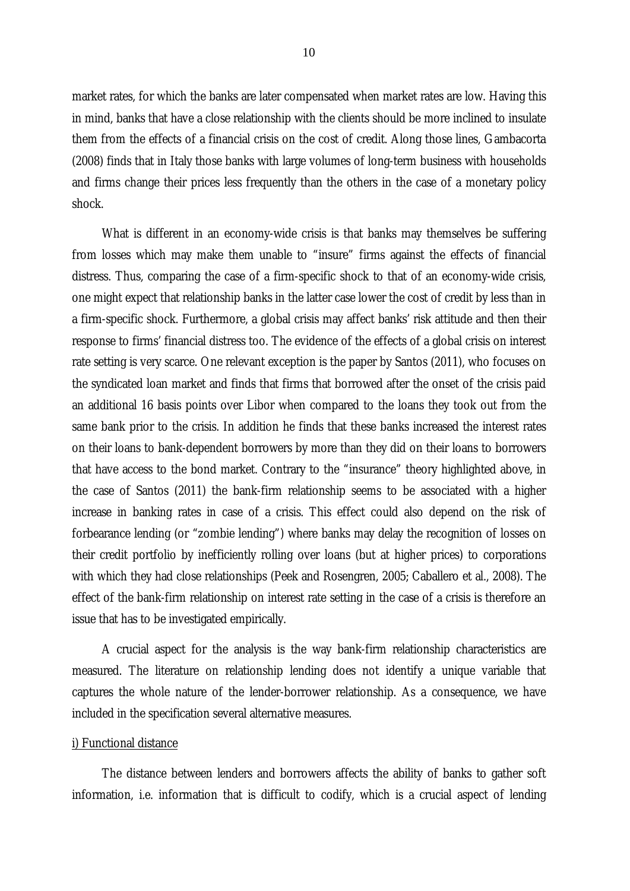market rates, for which the banks are later compensated when market rates are low. Having this in mind, banks that have a close relationship with the clients should be more inclined to insulate them from the effects of a financial crisis on the cost of credit. Along those lines, Gambacorta (2008) finds that in Italy those banks with large volumes of long-term business with households and firms change their prices less frequently than the others in the case of a monetary policy shock.

What is different in an economy-wide crisis is that banks may themselves be suffering from losses which may make them unable to "insure" firms against the effects of financial distress. Thus, comparing the case of a firm-specific shock to that of an economy-wide crisis, one might expect that relationship banks in the latter case lower the cost of credit by less than in a firm-specific shock. Furthermore, a global crisis may affect banks' risk attitude and then their response to firms' financial distress too. The evidence of the effects of a global crisis on interest rate setting is very scarce. One relevant exception is the paper by Santos (2011), who focuses on the syndicated loan market and finds that firms that borrowed after the onset of the crisis paid an additional 16 basis points over Libor when compared to the loans they took out from the same bank prior to the crisis. In addition he finds that these banks increased the interest rates on their loans to bank-dependent borrowers by more than they did on their loans to borrowers that have access to the bond market. Contrary to the "insurance" theory highlighted above, in the case of Santos (2011) the bank-firm relationship seems to be associated with a higher increase in banking rates in case of a crisis. This effect could also depend on the risk of forbearance lending (or "zombie lending") where banks may delay the recognition of losses on their credit portfolio by inefficiently rolling over loans (but at higher prices) to corporations with which they had close relationships (Peek and Rosengren, 2005; Caballero et al., 2008). The effect of the bank-firm relationship on interest rate setting in the case of a crisis is therefore an issue that has to be investigated empirically.

A crucial aspect for the analysis is the way bank-firm relationship characteristics are measured. The literature on relationship lending does not identify a unique variable that captures the whole nature of the lender-borrower relationship. As a consequence, we have included in the specification several alternative measures.

i) Functional distance

The distance between lenders and borrowers affects the ability of banks to gather soft information, i.e. information that is difficult to codify, which is a crucial aspect of lending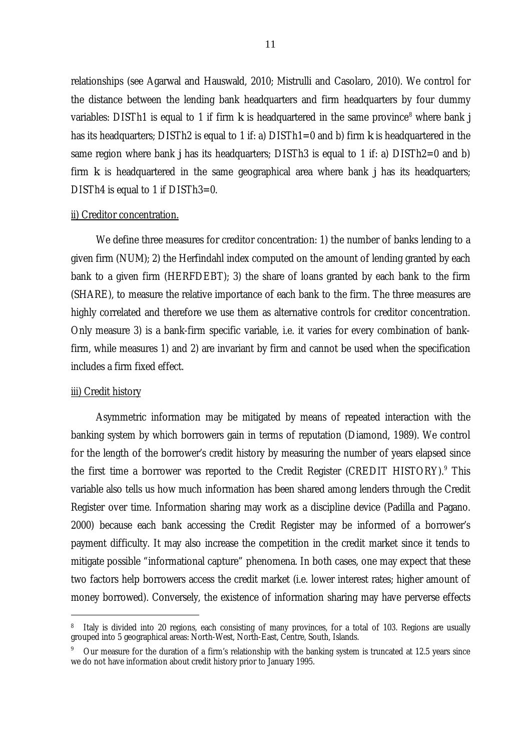relationships (see Agarwal and Hauswald, 2010; Mistrulli and Casolaro, 2010). We control for the distance between the lending bank headquarters and firm headquarters by four dummy variables: DISTh1 is equal to 1 if firm k is headquartered in the same province[8] where bank j has its headquarters; DISTh2 is equal to 1 if: a) DISTh1=0 and b) firm k is headquartered in the same region where bank j has its headquarters; DISTh3 is equal to 1 if: a) DISTh2=0 and b) firm k is headquartered in the same geographical area where bank j has its headquarters; DISTh4 is equal to 1 if DISTh3=0.

ii) Creditor concentration.

We define three measures for creditor concentration: 1) the number of banks lending to a given firm (NUM); 2) the Herfindahl index computed on the amount of lending granted by each bank to a given firm (HERFDEBT); 3) the share of loans granted by each bank to the firm (SHARE), to measure the relative importance of each bank to the firm. The three measures are highly correlated and therefore we use them as alternative controls for creditor concentration. Only measure 3) is a bank-firm specific variable, i.e. it varies for every combination of bank-firm, while measures 1) and 2) are invariant by firm and cannot be used when the specification includes a firm fixed effect.

iii) Credit history

Asymmetric information may be mitigated by means of repeated interaction with the banking system by which borrowers gain in terms of reputation (Diamond, 1989). We control for the length of the borrower's credit history by measuring the number of years elapsed since the first time a borrower was reported to the Credit Register (CREDIT HISTORY).[9] This variable also tells us how much information has been shared among lenders through the Credit Register over time. Information sharing may work as a discipline device (Padilla and Pagano. 2000) because each bank accessing the Credit Register may be informed of a borrower's payment difficulty. It may also increase the competition in the credit market since it tends to mitigate possible "informational capture" phenomena. In both cases, one may expect that these two factors help borrowers access the credit market (i.e. lower interest rates; higher amount of money borrowed). Conversely, the existence of information sharing may have perverse effects

---

[8] Italy is divided into 20 regions, each consisting of many provinces, for a total of 103. Regions are usually grouped into 5 geographical areas: North-West, North-East, Centre, South, Islands.

[9] Our measure for the duration of a firm's relationship with the banking system is truncated at 12.5 years since we do not have information about credit history prior to January 1995.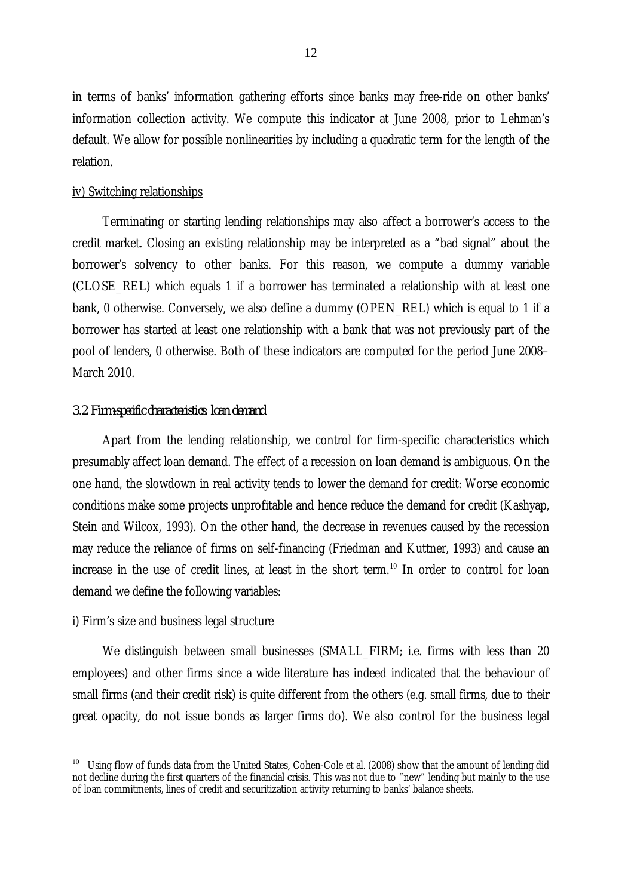in terms of banks' information gathering efforts since banks may free-ride on other banks' information collection activity. We compute this indicator at June 2008, prior to Lehman's default. We allow for possible nonlinearities by including a quadratic term for the length of the relation.

iv) Switching relationships

Terminating or starting lending relationships may also affect a borrower's access to the credit market. Closing an existing relationship may be interpreted as a "bad signal" about the borrower's solvency to other banks. For this reason, we compute a dummy variable (CLOSE_REL) which equals 1 if a borrower has terminated a relationship with at least one bank, 0 otherwise. Conversely, we also define a dummy (OPEN_REL) which is equal to 1 if a borrower has started at least one relationship with a bank that was not previously part of the pool of lenders, 0 otherwise. Both of these indicators are computed for the period June 2008–March 2010.

### 3.2 Firm-specific characteristics: loan demand

Apart from the lending relationship, we control for firm-specific characteristics which presumably affect loan demand. The effect of a recession on loan demand is ambiguous. On the one hand, the slowdown in real activity tends to lower the demand for credit: Worse economic conditions make some projects unprofitable and hence reduce the demand for credit (Kashyap, Stein and Wilcox, 1993). On the other hand, the decrease in revenues caused by the recession may reduce the reliance of firms on self-financing (Friedman and Kuttner, 1993) and cause an increase in the use of credit lines, at least in the short term.[10] In order to control for loan demand we define the following variables:

i) Firm's size and business legal structure

We distinguish between small businesses (SMALL_FIRM; i.e. firms with less than 20 employees) and other firms since a wide literature has indeed indicated that the behaviour of small firms (and their credit risk) is quite different from the others (e.g. small firms, due to their great opacity, do not issue bonds as larger firms do). We also control for the business legal

---

[10] Using flow of funds data from the United States, Cohen-Cole et al. (2008) show that the amount of lending did not decline during the first quarters of the financial crisis. This was not due to "new" lending but mainly to the use of loan commitments, lines of credit and securitization activity returning to banks' balance sheets.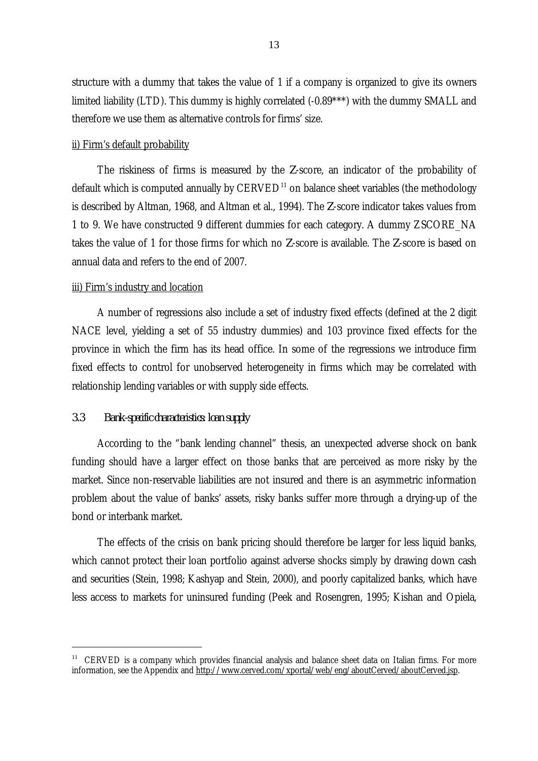structure with a dummy that takes the value of 1 if a company is organized to give its owners limited liability (LTD). This dummy is highly correlated (-0.89***) with the dummy SMALL and therefore we use them as alternative controls for firms' size.

ii) Firm's default probability

The riskiness of firms is measured by the Z-score, an indicator of the probability of default which is computed annually by CERVED[11] on balance sheet variables (the methodology is described by Altman, 1968, and Altman et al., 1994). The Z-score indicator takes values from 1 to 9. We have constructed 9 different dummies for each category. A dummy ZSCORE_NA takes the value of 1 for those firms for which no Z-score is available. The Z-score is based on annual data and refers to the end of 2007.

iii) Firm's industry and location

A number of regressions also include a set of industry fixed effects (defined at the 2 digit NACE level, yielding a set of 55 industry dummies) and 103 province fixed effects for the province in which the firm has its head office. In some of the regressions we introduce firm fixed effects to control for unobserved heterogeneity in firms which may be correlated with relationship lending variables or with supply side effects.

### 3.3 *Bank-specific characteristics: loan supply*

According to the "bank lending channel" thesis, an unexpected adverse shock on bank funding should have a larger effect on those banks that are perceived as more risky by the market. Since non-reservable liabilities are not insured and there is an asymmetric information problem about the value of banks' assets, risky banks suffer more through a drying-up of the bond or interbank market.

The effects of the crisis on bank pricing should therefore be larger for less liquid banks, which cannot protect their loan portfolio against adverse shocks simply by drawing down cash and securities (Stein, 1998; Kashyap and Stein, 2000), and poorly capitalized banks, which have less access to markets for uninsured funding (Peek and Rosengren, 1995; Kishan and Opiela,

---

[11] CERVED is a company which provides financial analysis and balance sheet data on Italian firms. For more information, see the Appendix and http://www.cerved.com/xportal/web/eng/aboutCerved/aboutCerved.jsp.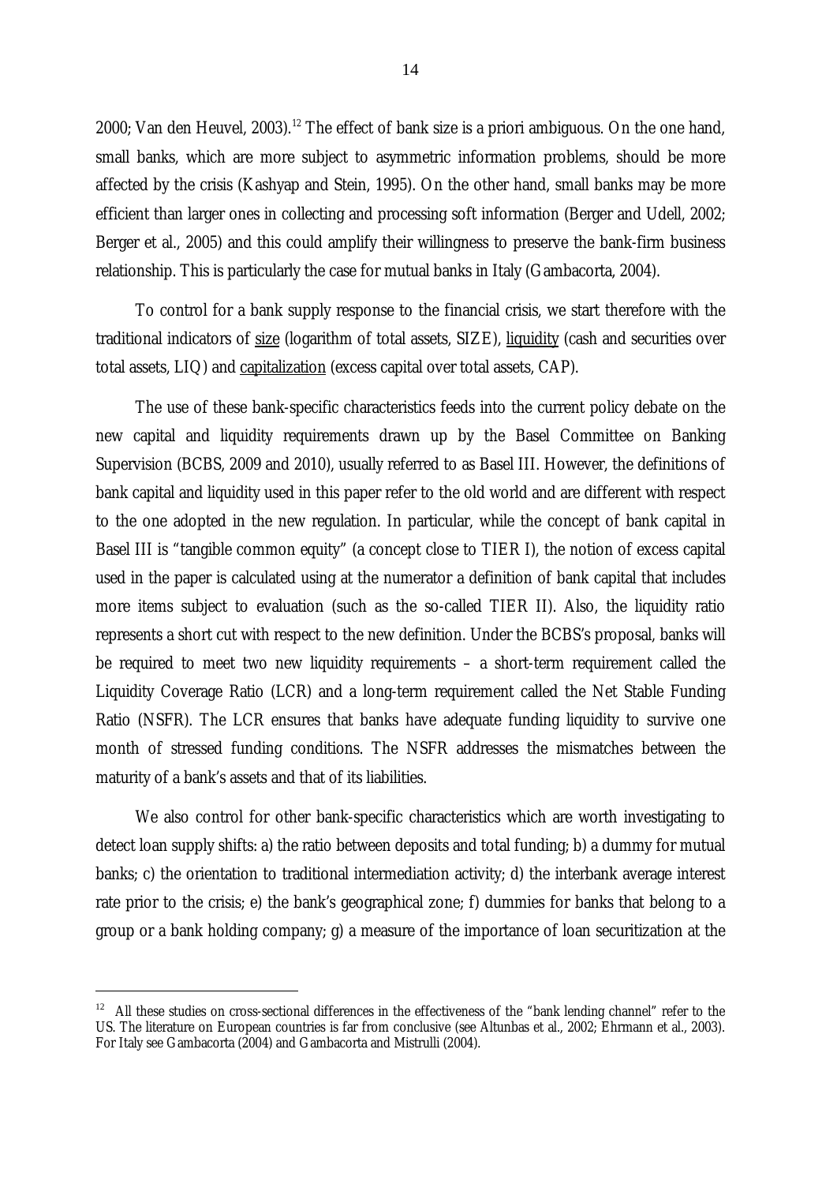2000; Van den Heuvel, 2003).[12] The effect of bank size is a priori ambiguous. On the one hand, small banks, which are more subject to asymmetric information problems, should be more affected by the crisis (Kashyap and Stein, 1995). On the other hand, small banks may be more efficient than larger ones in collecting and processing soft information (Berger and Udell, 2002; Berger et al., 2005) and this could amplify their willingness to preserve the bank-firm business relationship. This is particularly the case for mutual banks in Italy (Gambacorta, 2004).

To control for a bank supply response to the financial crisis, we start therefore with the traditional indicators of <u>size</u> (logarithm of total assets, SIZE), <u>liquidity</u> (cash and securities over total assets, LIQ) and <u>capitalization</u> (excess capital over total assets, CAP).

The use of these bank-specific characteristics feeds into the current policy debate on the new capital and liquidity requirements drawn up by the Basel Committee on Banking Supervision (BCBS, 2009 and 2010), usually referred to as Basel III. However, the definitions of bank capital and liquidity used in this paper refer to the old world and are different with respect to the one adopted in the new regulation. In particular, while the concept of bank capital in Basel III is "tangible common equity" (a concept close to TIER I), the notion of excess capital used in the paper is calculated using at the numerator a definition of bank capital that includes more items subject to evaluation (such as the so-called TIER II). Also, the liquidity ratio represents a short cut with respect to the new definition. Under the BCBS's proposal, banks will be required to meet two new liquidity requirements – a short-term requirement called the Liquidity Coverage Ratio (LCR) and a long-term requirement called the Net Stable Funding Ratio (NSFR). The LCR ensures that banks have adequate funding liquidity to survive one month of stressed funding conditions. The NSFR addresses the mismatches between the maturity of a bank's assets and that of its liabilities.

We also control for other bank-specific characteristics which are worth investigating to detect loan supply shifts: a) the ratio between deposits and total funding; b) a dummy for mutual banks; c) the orientation to traditional intermediation activity; d) the interbank average interest rate prior to the crisis; e) the bank's geographical zone; f) dummies for banks that belong to a group or a bank holding company; g) a measure of the importance of loan securitization at the

---

[12] All these studies on cross-sectional differences in the effectiveness of the "bank lending channel" refer to the US. The literature on European countries is far from conclusive (see Altunbas et al., 2002; Ehrmann et al., 2003). For Italy see Gambacorta (2004) and Gambacorta and Mistrulli (2004).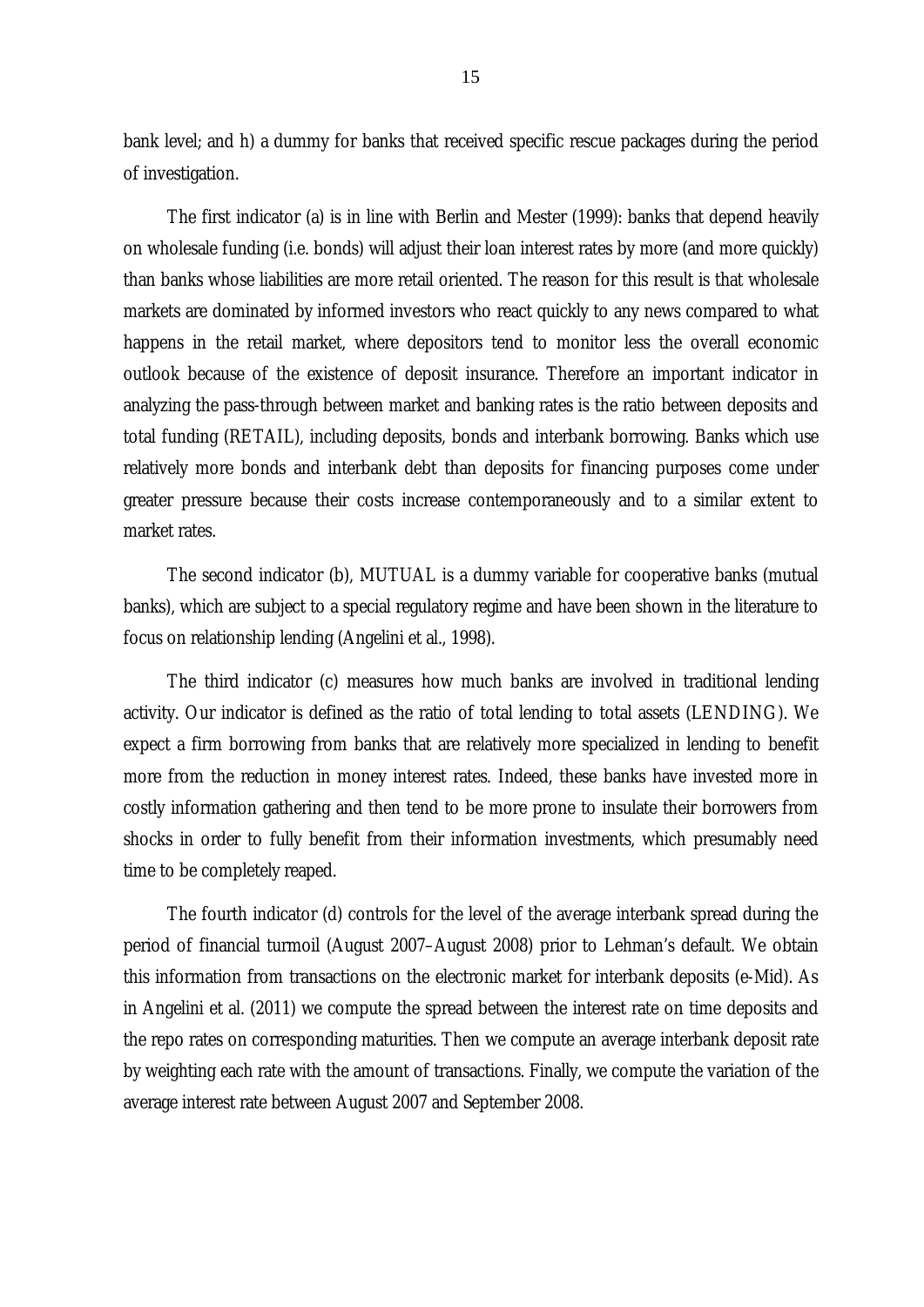bank level; and h) a dummy for banks that received specific rescue packages during the period of investigation.

The first indicator (a) is in line with Berlin and Mester (1999): banks that depend heavily on wholesale funding (i.e. bonds) will adjust their loan interest rates by more (and more quickly) than banks whose liabilities are more retail oriented. The reason for this result is that wholesale markets are dominated by informed investors who react quickly to any news compared to what happens in the retail market, where depositors tend to monitor less the overall economic outlook because of the existence of deposit insurance. Therefore an important indicator in analyzing the pass-through between market and banking rates is the ratio between deposits and total funding (RETAIL), including deposits, bonds and interbank borrowing. Banks which use relatively more bonds and interbank debt than deposits for financing purposes come under greater pressure because their costs increase contemporaneously and to a similar extent to market rates.

The second indicator (b), MUTUAL is a dummy variable for cooperative banks (mutual banks), which are subject to a special regulatory regime and have been shown in the literature to focus on relationship lending (Angelini et al., 1998).

The third indicator (c) measures how much banks are involved in traditional lending activity. Our indicator is defined as the ratio of total lending to total assets (LENDING). We expect a firm borrowing from banks that are relatively more specialized in lending to benefit more from the reduction in money interest rates. Indeed, these banks have invested more in costly information gathering and then tend to be more prone to insulate their borrowers from shocks in order to fully benefit from their information investments, which presumably need time to be completely reaped.

The fourth indicator (d) controls for the level of the average interbank spread during the period of financial turmoil (August 2007–August 2008) prior to Lehman's default. We obtain this information from transactions on the electronic market for interbank deposits (e-Mid). As in Angelini et al. (2011) we compute the spread between the interest rate on time deposits and the repo rates on corresponding maturities. Then we compute an average interbank deposit rate by weighting each rate with the amount of transactions. Finally, we compute the variation of the average interest rate between August 2007 and September 2008.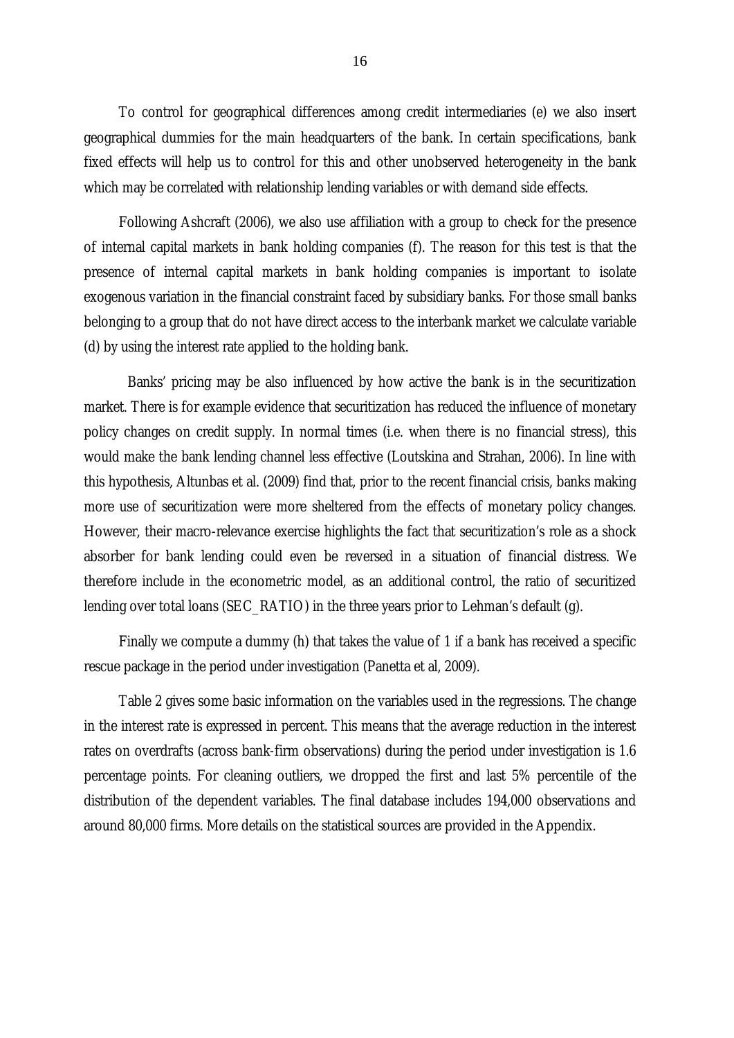To control for geographical differences among credit intermediaries (e) we also insert geographical dummies for the main headquarters of the bank. In certain specifications, bank fixed effects will help us to control for this and other unobserved heterogeneity in the bank which may be correlated with relationship lending variables or with demand side effects.

Following Ashcraft (2006), we also use affiliation with a group to check for the presence of internal capital markets in bank holding companies (f). The reason for this test is that the presence of internal capital markets in bank holding companies is important to isolate exogenous variation in the financial constraint faced by subsidiary banks. For those small banks belonging to a group that do not have direct access to the interbank market we calculate variable (d) by using the interest rate applied to the holding bank.

Banks' pricing may be also influenced by how active the bank is in the securitization market. There is for example evidence that securitization has reduced the influence of monetary policy changes on credit supply. In normal times (i.e. when there is no financial stress), this would make the bank lending channel less effective (Loutskina and Strahan, 2006). In line with this hypothesis, Altunbas et al. (2009) find that, prior to the recent financial crisis, banks making more use of securitization were more sheltered from the effects of monetary policy changes. However, their macro-relevance exercise highlights the fact that securitization's role as a shock absorber for bank lending could even be reversed in a situation of financial distress. We therefore include in the econometric model, as an additional control, the ratio of securitized lending over total loans (SEC_RATIO) in the three years prior to Lehman's default (g).

Finally we compute a dummy (h) that takes the value of 1 if a bank has received a specific rescue package in the period under investigation (Panetta et al, 2009).

Table 2 gives some basic information on the variables used in the regressions. The change in the interest rate is expressed in percent. This means that the average reduction in the interest rates on overdrafts (across bank-firm observations) during the period under investigation is 1.6 percentage points. For cleaning outliers, we dropped the first and last 5% percentile of the distribution of the dependent variables. The final database includes 194,000 observations and around 80,000 firms. More details on the statistical sources are provided in the Appendix.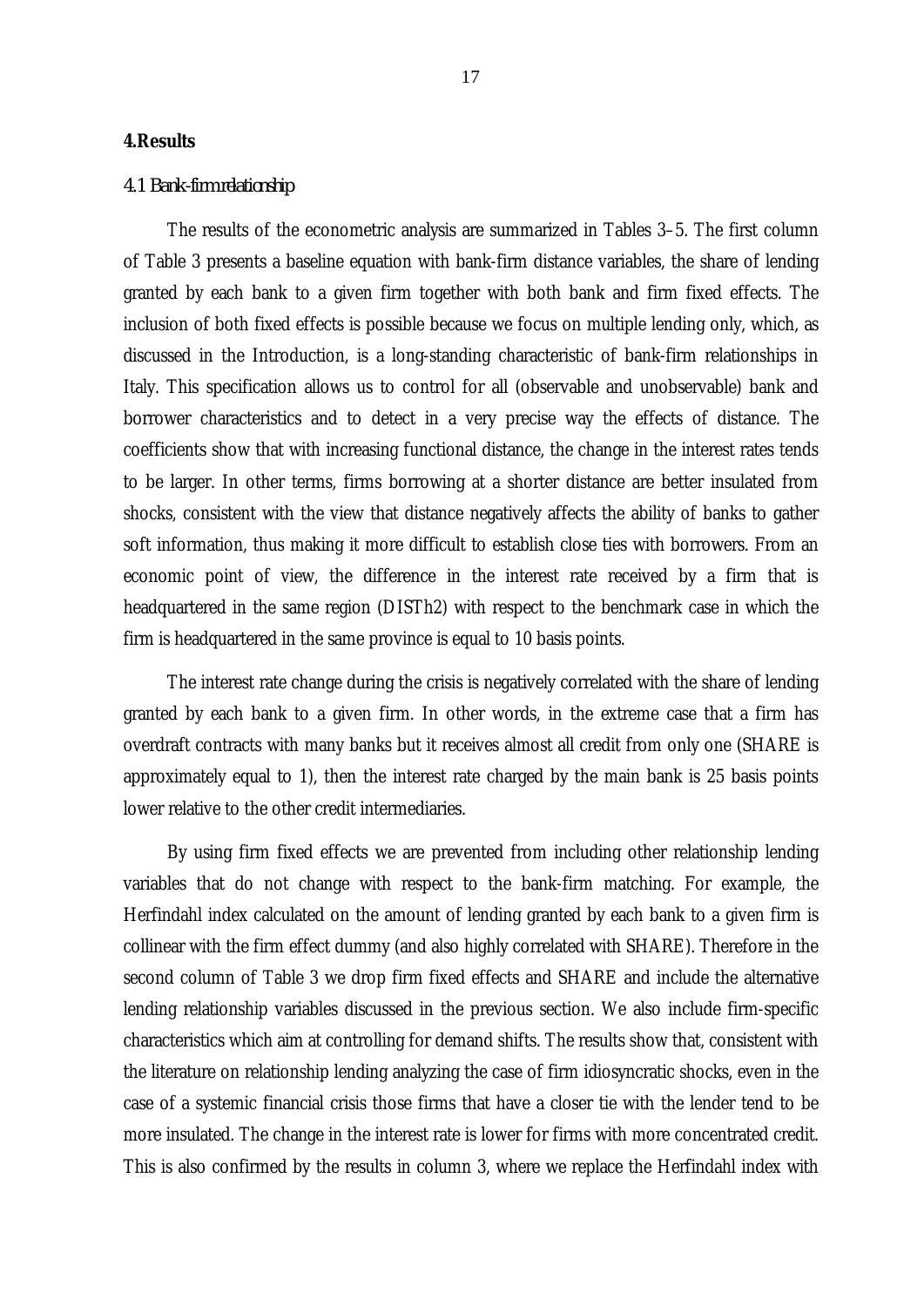## 4. Results

### 4.1 Bank-firm relationship

The results of the econometric analysis are summarized in Tables 3–5. The first column of Table 3 presents a baseline equation with bank-firm distance variables, the share of lending granted by each bank to a given firm together with both bank and firm fixed effects. The inclusion of both fixed effects is possible because we focus on multiple lending only, which, as discussed in the Introduction, is a long-standing characteristic of bank-firm relationships in Italy. This specification allows us to control for all (observable and unobservable) bank and borrower characteristics and to detect in a very precise way the effects of distance. The coefficients show that with increasing functional distance, the change in the interest rates tends to be larger. In other terms, firms borrowing at a shorter distance are better insulated from shocks, consistent with the view that distance negatively affects the ability of banks to gather soft information, thus making it more difficult to establish close ties with borrowers. From an economic point of view, the difference in the interest rate received by a firm that is headquartered in the same region (DISTh2) with respect to the benchmark case in which the firm is headquartered in the same province is equal to 10 basis points.

The interest rate change during the crisis is negatively correlated with the share of lending granted by each bank to a given firm. In other words, in the extreme case that a firm has overdraft contracts with many banks but it receives almost all credit from only one (SHARE is approximately equal to 1), then the interest rate charged by the main bank is 25 basis points lower relative to the other credit intermediaries.

By using firm fixed effects we are prevented from including other relationship lending variables that do not change with respect to the bank-firm matching. For example, the Herfindahl index calculated on the amount of lending granted by each bank to a given firm is collinear with the firm effect dummy (and also highly correlated with SHARE). Therefore in the second column of Table 3 we drop firm fixed effects and SHARE and include the alternative lending relationship variables discussed in the previous section. We also include firm-specific characteristics which aim at controlling for demand shifts. The results show that, consistent with the literature on relationship lending analyzing the case of firm idiosyncratic shocks, even in the case of a systemic financial crisis those firms that have a closer tie with the lender tend to be more insulated. The change in the interest rate is lower for firms with more concentrated credit. This is also confirmed by the results in column 3, where we replace the Herfindahl index with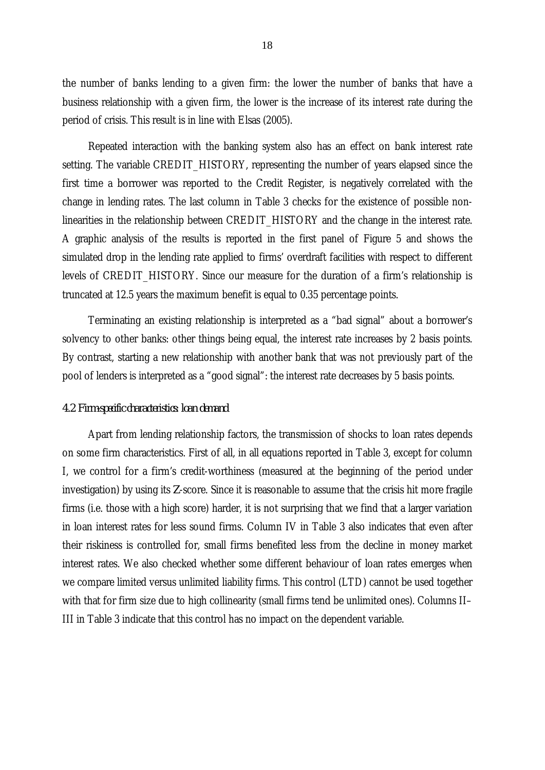the number of banks lending to a given firm: the lower the number of banks that have a business relationship with a given firm, the lower is the increase of its interest rate during the period of crisis. This result is in line with Elsas (2005).

Repeated interaction with the banking system also has an effect on bank interest rate setting. The variable CREDIT_HISTORY, representing the number of years elapsed since the first time a borrower was reported to the Credit Register, is negatively correlated with the change in lending rates. The last column in Table 3 checks for the existence of possible non-linearities in the relationship between CREDIT_HISTORY and the change in the interest rate. A graphic analysis of the results is reported in the first panel of Figure 5 and shows the simulated drop in the lending rate applied to firms' overdraft facilities with respect to different levels of CREDIT_HISTORY. Since our measure for the duration of a firm's relationship is truncated at 12.5 years the maximum benefit is equal to 0.35 percentage points.

Terminating an existing relationship is interpreted as a "bad signal" about a borrower's solvency to other banks: other things being equal, the interest rate increases by 2 basis points. By contrast, starting a new relationship with another bank that was not previously part of the pool of lenders is interpreted as a "good signal": the interest rate decreases by 5 basis points.

### *4.2 Firm-specific characteristics: loan demand*

Apart from lending relationship factors, the transmission of shocks to loan rates depends on some firm characteristics. First of all, in all equations reported in Table 3, except for column I, we control for a firm's credit-worthiness (measured at the beginning of the period under investigation) by using its Z-score. Since it is reasonable to assume that the crisis hit more fragile firms (i.e. those with a high score) harder, it is not surprising that we find that a larger variation in loan interest rates for less sound firms. Column IV in Table 3 also indicates that even after their riskiness is controlled for, small firms benefited less from the decline in money market interest rates. We also checked whether some different behaviour of loan rates emerges when we compare limited versus unlimited liability firms. This control (LTD) cannot be used together with that for firm size due to high collinearity (small firms tend be unlimited ones). Columns II–III in Table 3 indicate that this control has no impact on the dependent variable.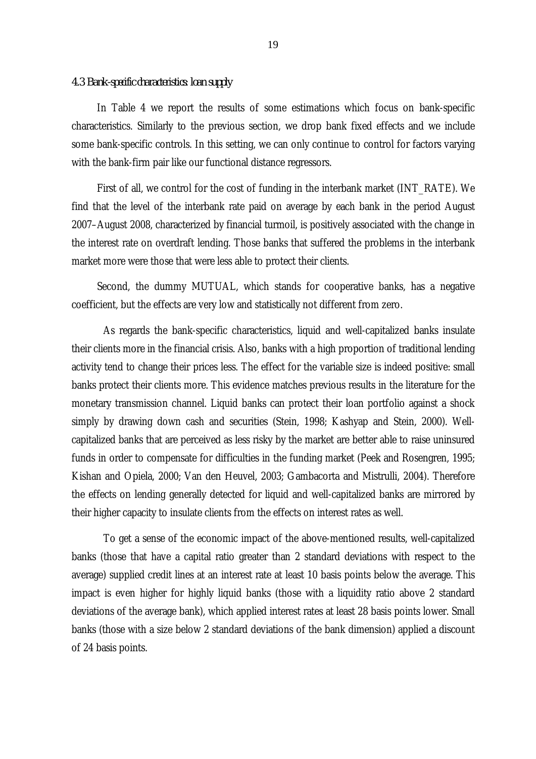### 4.3 Bank-specific characteristics: loan supply

In Table 4 we report the results of some estimations which focus on bank-specific characteristics. Similarly to the previous section, we drop bank fixed effects and we include some bank-specific controls. In this setting, we can only continue to control for factors varying with the bank-firm pair like our functional distance regressors.

First of all, we control for the cost of funding in the interbank market (INT_RATE). We find that the level of the interbank rate paid on average by each bank in the period August 2007–August 2008, characterized by financial turmoil, is positively associated with the change in the interest rate on overdraft lending. Those banks that suffered the problems in the interbank market more were those that were less able to protect their clients.

Second, the dummy MUTUAL, which stands for cooperative banks, has a negative coefficient, but the effects are very low and statistically not different from zero.

As regards the bank-specific characteristics, liquid and well-capitalized banks insulate their clients more in the financial crisis. Also, banks with a high proportion of traditional lending activity tend to change their prices less. The effect for the variable size is indeed positive: small banks protect their clients more. This evidence matches previous results in the literature for the monetary transmission channel. Liquid banks can protect their loan portfolio against a shock simply by drawing down cash and securities (Stein, 1998; Kashyap and Stein, 2000). Well-capitalized banks that are perceived as less risky by the market are better able to raise uninsured funds in order to compensate for difficulties in the funding market (Peek and Rosengren, 1995; Kishan and Opiela, 2000; Van den Heuvel, 2003; Gambacorta and Mistrulli, 2004). Therefore the effects on lending generally detected for liquid and well-capitalized banks are mirrored by their higher capacity to insulate clients from the effects on interest rates as well.

To get a sense of the economic impact of the above-mentioned results, well-capitalized banks (those that have a capital ratio greater than 2 standard deviations with respect to the average) supplied credit lines at an interest rate at least 10 basis points below the average. This impact is even higher for highly liquid banks (those with a liquidity ratio above 2 standard deviations of the average bank), which applied interest rates at least 28 basis points lower. Small banks (those with a size below 2 standard deviations of the bank dimension) applied a discount of 24 basis points.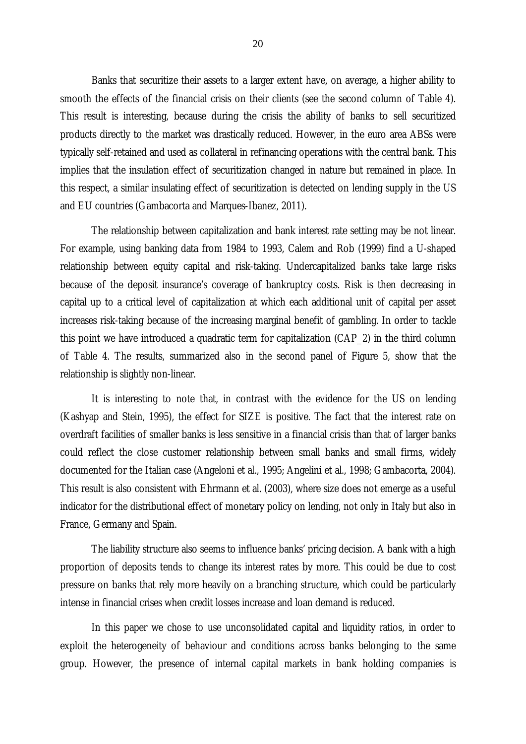Banks that securitize their assets to a larger extent have, on average, a higher ability to smooth the effects of the financial crisis on their clients (see the second column of Table 4). This result is interesting, because during the crisis the ability of banks to sell securitized products directly to the market was drastically reduced. However, in the euro area ABSs were typically self-retained and used as collateral in refinancing operations with the central bank. This implies that the insulation effect of securitization changed in nature but remained in place. In this respect, a similar insulating effect of securitization is detected on lending supply in the US and EU countries (Gambacorta and Marques-Ibanez, 2011).

The relationship between capitalization and bank interest rate setting may be not linear. For example, using banking data from 1984 to 1993, Calem and Rob (1999) find a U-shaped relationship between equity capital and risk-taking. Undercapitalized banks take large risks because of the deposit insurance's coverage of bankruptcy costs. Risk is then decreasing in capital up to a critical level of capitalization at which each additional unit of capital per asset increases risk-taking because of the increasing marginal benefit of gambling. In order to tackle this point we have introduced a quadratic term for capitalization (*CAP_2*) in the third column of Table 4. The results, summarized also in the second panel of Figure 5, show that the relationship is slightly non-linear.

It is interesting to note that, in contrast with the evidence for the US on lending (Kashyap and Stein, 1995), the effect for *SIZE* is positive. The fact that the interest rate on overdraft facilities of smaller banks is less sensitive in a financial crisis than that of larger banks could reflect the close customer relationship between small banks and small firms, widely documented for the Italian case (Angeloni et al., 1995; Angelini et al., 1998; Gambacorta, 2004). This result is also consistent with Ehrmann et al. (2003), where size does not emerge as a useful indicator for the distributional effect of monetary policy on lending, not only in Italy but also in France, Germany and Spain.

The liability structure also seems to influence banks' pricing decision. A bank with a high proportion of deposits tends to change its interest rates by more. This could be due to cost pressure on banks that rely more heavily on a branching structure, which could be particularly intense in financial crises when credit losses increase and loan demand is reduced.

In this paper we chose to use unconsolidated capital and liquidity ratios, in order to exploit the heterogeneity of behaviour and conditions across banks belonging to the same group. However, the presence of internal capital markets in bank holding companies is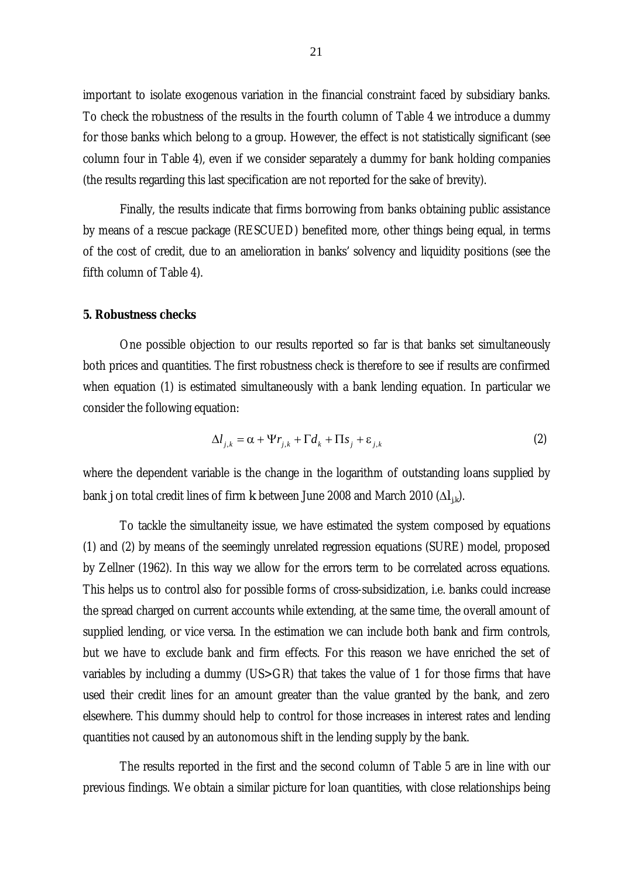important to isolate exogenous variation in the financial constraint faced by subsidiary banks. To check the robustness of the results in the fourth column of Table 4 we introduce a dummy for those banks which belong to a group. However, the effect is not statistically significant (see column four in Table 4), even if we consider separately a dummy for bank holding companies (the results regarding this last specification are not reported for the sake of brevity).

Finally, the results indicate that firms borrowing from banks obtaining public assistance by means of a rescue package (RESCUED) benefited more, other things being equal, in terms of the cost of credit, due to an amelioration in banks' solvency and liquidity positions (see the fifth column of Table 4).

## 5. Robustness checks

One possible objection to our results reported so far is that banks set simultaneously both prices and quantities. The first robustness check is therefore to see if results are confirmed when equation (1) is estimated simultaneously with a bank lending equation. In particular we consider the following equation:

$$\Delta l_{j,k} = \alpha + \Psi r_{j,k} + \Gamma d_k + \Pi s_j + \varepsilon_{j,k} \tag{2}$$

where the dependent variable is the change in the logarithm of outstanding loans supplied by bank $j$ on total credit lines of firm $k$ between June 2008 and March 2010 ($\Delta l_{j,k}$).

To tackle the simultaneity issue, we have estimated the system composed by equations (1) and (2) by means of the seemingly unrelated regression equations (SURE) model, proposed by Zellner (1962). In this way we allow for the errors term to be correlated across equations. This helps us to control also for possible forms of cross-subsidization, i.e. banks could increase the spread charged on current accounts while extending, at the same time, the overall amount of supplied lending, or vice versa. In the estimation we can include both bank and firm controls, but we have to exclude bank and firm effects. For this reason we have enriched the set of variables by including a dummy (US>GR) that takes the value of 1 for those firms that have used their credit lines for an amount greater than the value granted by the bank, and zero elsewhere. This dummy should help to control for those increases in interest rates and lending quantities not caused by an autonomous shift in the lending supply by the bank.

The results reported in the first and the second column of Table 5 are in line with our previous findings. We obtain a similar picture for loan quantities, with close relationships being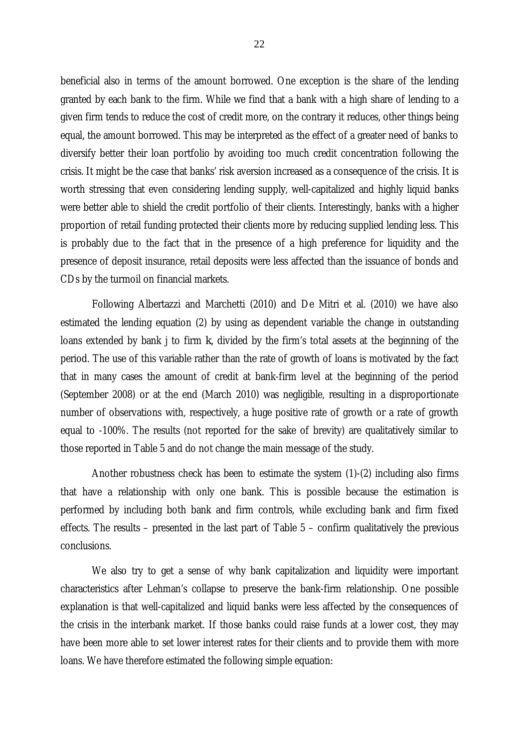beneficial also in terms of the amount borrowed. One exception is the share of the lending granted by each bank to the firm. While we find that a bank with a high share of lending to a given firm tends to reduce the cost of credit more, on the contrary it reduces, other things being equal, the amount borrowed. This may be interpreted as the effect of a greater need of banks to diversify better their loan portfolio by avoiding too much credit concentration following the crisis. It might be the case that banks' risk aversion increased as a consequence of the crisis. It is worth stressing that even considering lending supply, well-capitalized and highly liquid banks were better able to shield the credit portfolio of their clients. Interestingly, banks with a higher proportion of retail funding protected their clients more by reducing supplied lending less. This is probably due to the fact that in the presence of a high preference for liquidity and the presence of deposit insurance, retail deposits were less affected than the issuance of bonds and CDs by the turmoil on financial markets.

Following Albertazzi and Marchetti (2010) and De Mitri et al. (2010) we have also estimated the lending equation (2) by using as dependent variable the change in outstanding loans extended by bank j to firm k, divided by the firm's total assets at the beginning of the period. The use of this variable rather than the rate of growth of loans is motivated by the fact that in many cases the amount of credit at bank-firm level at the beginning of the period (September 2008) or at the end (March 2010) was negligible, resulting in a disproportionate number of observations with, respectively, a huge positive rate of growth or a rate of growth equal to -100%. The results (not reported for the sake of brevity) are qualitatively similar to those reported in Table 5 and do not change the main message of the study.

Another robustness check has been to estimate the system (1)-(2) including also firms that have a relationship with only one bank. This is possible because the estimation is performed by including both bank and firm controls, while excluding bank and firm fixed effects. The results – presented in the last part of Table 5 – confirm qualitatively the previous conclusions.

We also try to get a sense of why bank capitalization and liquidity were important characteristics after Lehman's collapse to preserve the bank-firm relationship. One possible explanation is that well-capitalized and liquid banks were less affected by the consequences of the crisis in the interbank market. If those banks could raise funds at a lower cost, they may have been more able to set lower interest rates for their clients and to provide them with more loans. We have therefore estimated the following simple equation: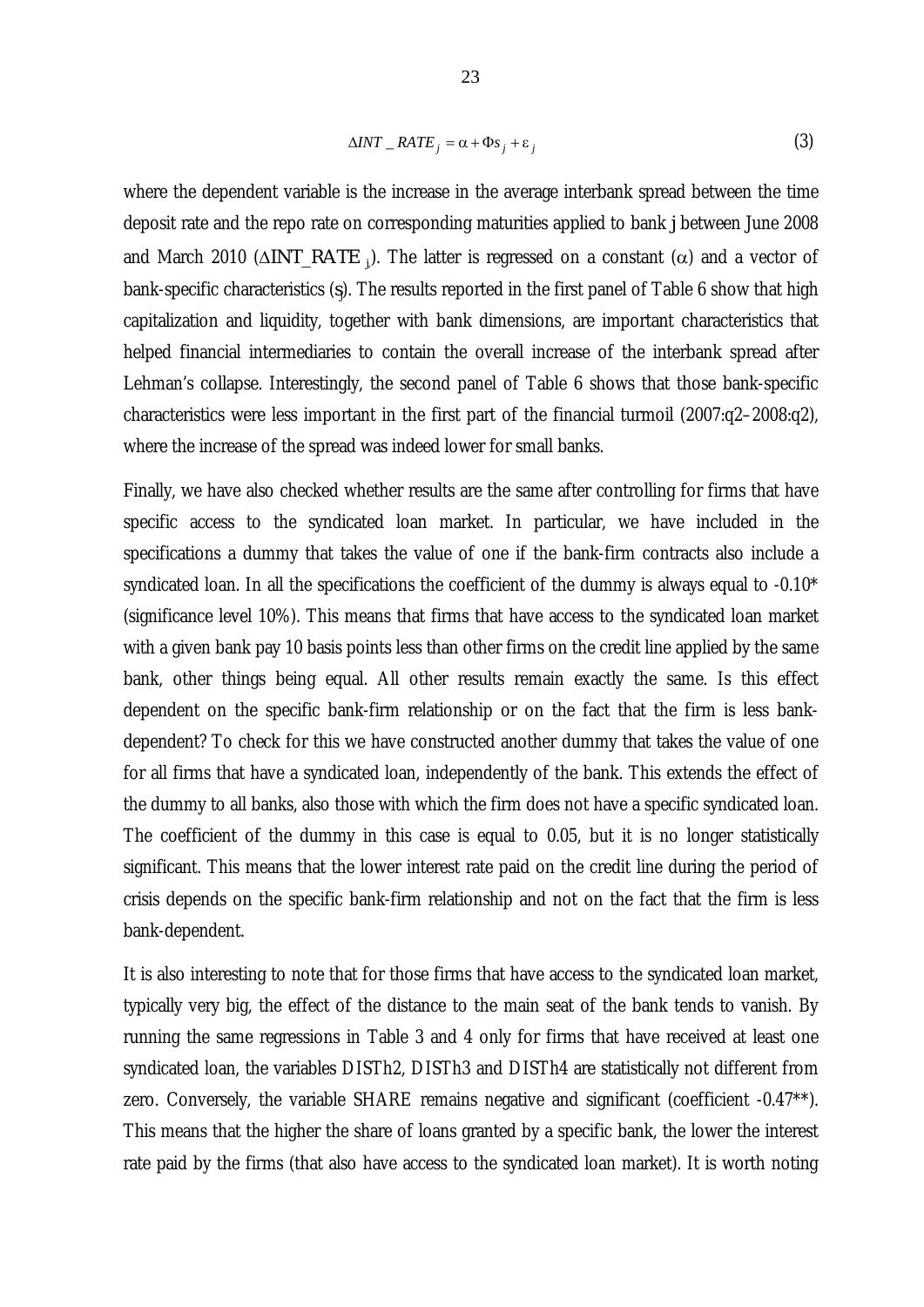$$\Delta INT\_RATE_j = \alpha + \Phi s_j + \varepsilon_j \tag{3}$$

where the dependent variable is the increase in the average interbank spread between the time deposit rate and the repo rate on corresponding maturities applied to bank j between June 2008 and March 2010 ($\Delta$INT_RATE $_j$). The latter is regressed on a constant ($\alpha$) and a vector of bank-specific characteristics ($s_j$). The results reported in the first panel of Table 6 show that high capitalization and liquidity, together with bank dimensions, are important characteristics that helped financial intermediaries to contain the overall increase of the interbank spread after Lehman's collapse. Interestingly, the second panel of Table 6 shows that those bank-specific characteristics were less important in the first part of the financial turmoil (2007:q2–2008:q2), where the increase of the spread was indeed lower for small banks.

Finally, we have also checked whether results are the same after controlling for firms that have specific access to the syndicated loan market. In particular, we have included in the specifications a dummy that takes the value of one if the bank-firm contracts also include a syndicated loan. In all the specifications the coefficient of the dummy is always equal to -0.10* (significance level 10%). This means that firms that have access to the syndicated loan market with a given bank pay 10 basis points less than other firms on the credit line applied by the same bank, other things being equal. All other results remain exactly the same. Is this effect dependent on the specific bank-firm relationship or on the fact that the firm is less bank-dependent? To check for this we have constructed another dummy that takes the value of one for all firms that have a syndicated loan, independently of the bank. This extends the effect of the dummy to all banks, also those with which the firm does not have a specific syndicated loan. The coefficient of the dummy in this case is equal to 0.05, but it is no longer statistically significant. This means that the lower interest rate paid on the credit line during the period of crisis depends on the specific bank-firm relationship and not on the fact that the firm is less bank-dependent.

It is also interesting to note that for those firms that have access to the syndicated loan market, typically very big, the effect of the distance to the main seat of the bank tends to vanish. By running the same regressions in Table 3 and 4 only for firms that have received at least one syndicated loan, the variables DISTh2, DISTh3 and DISTh4 are statistically not different from zero. Conversely, the variable SHARE remains negative and significant (coefficient -0.47**). This means that the higher the share of loans granted by a specific bank, the lower the interest rate paid by the firms (that also have access to the syndicated loan market). It is worth noting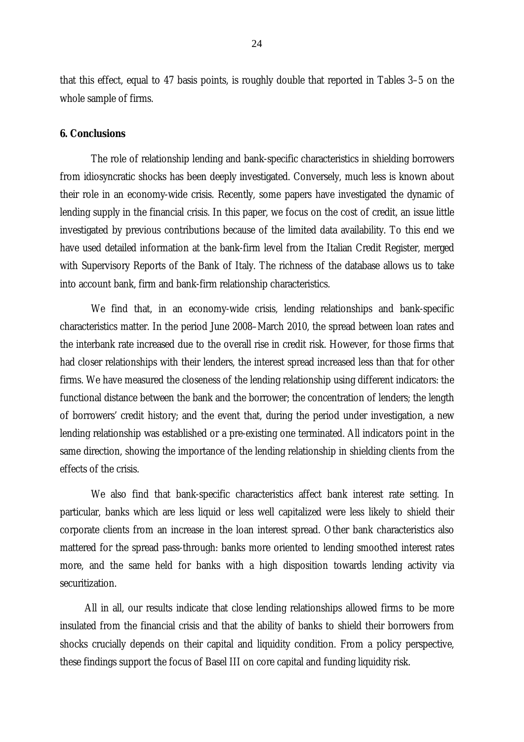that this effect, equal to 47 basis points, is roughly double that reported in Tables 3–5 on the whole sample of firms.

## 6. Conclusions

The role of relationship lending and bank-specific characteristics in shielding borrowers from idiosyncratic shocks has been deeply investigated. Conversely, much less is known about their role in an economy-wide crisis. Recently, some papers have investigated the dynamic of lending supply in the financial crisis. In this paper, we focus on the cost of credit, an issue little investigated by previous contributions because of the limited data availability. To this end we have used detailed information at the bank-firm level from the Italian Credit Register, merged with Supervisory Reports of the Bank of Italy. The richness of the database allows us to take into account bank, firm and bank-firm relationship characteristics.

We find that, in an economy-wide crisis, lending relationships and bank-specific characteristics matter. In the period June 2008–March 2010, the spread between loan rates and the interbank rate increased due to the overall rise in credit risk. However, for those firms that had closer relationships with their lenders, the interest spread increased less than that for other firms. We have measured the closeness of the lending relationship using different indicators: the functional distance between the bank and the borrower; the concentration of lenders; the length of borrowers' credit history; and the event that, during the period under investigation, a new lending relationship was established or a pre-existing one terminated. All indicators point in the same direction, showing the importance of the lending relationship in shielding clients from the effects of the crisis.

We also find that bank-specific characteristics affect bank interest rate setting. In particular, banks which are less liquid or less well capitalized were less likely to shield their corporate clients from an increase in the loan interest spread. Other bank characteristics also mattered for the spread pass-through: banks more oriented to lending smoothed interest rates more, and the same held for banks with a high disposition towards lending activity via securitization.

All in all, our results indicate that close lending relationships allowed firms to be more insulated from the financial crisis and that the ability of banks to shield their borrowers from shocks crucially depends on their capital and liquidity condition. From a policy perspective, these findings support the focus of Basel III on core capital and funding liquidity risk.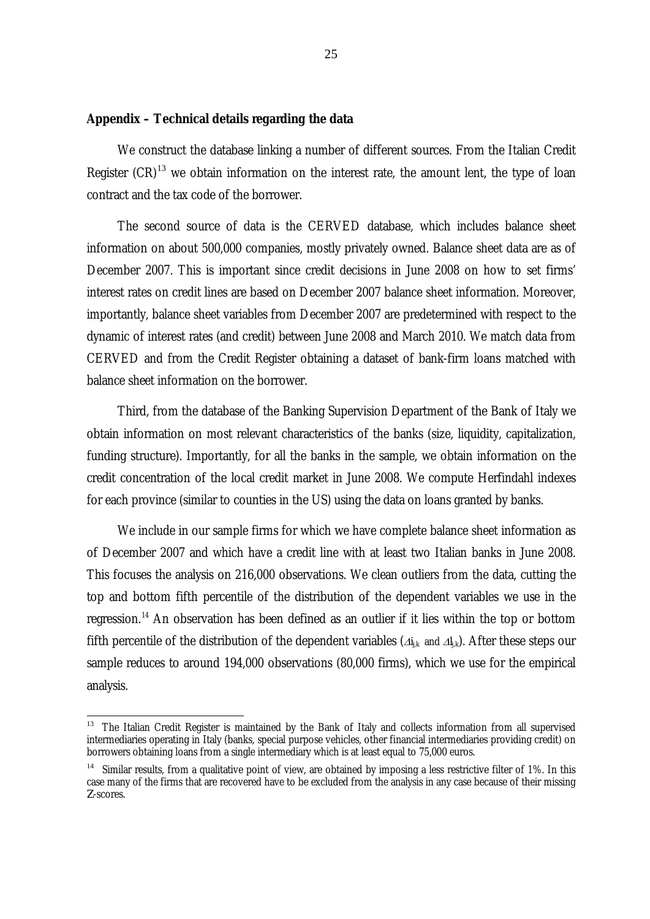## Appendix – Technical details regarding the data

We construct the database linking a number of different sources. From the Italian Credit Register (CR)[13] we obtain information on the interest rate, the amount lent, the type of loan contract and the tax code of the borrower.

The second source of data is the CERVED database, which includes balance sheet information on about 500,000 companies, mostly privately owned. Balance sheet data are as of December 2007. This is important since credit decisions in June 2008 on how to set firms' interest rates on credit lines are based on December 2007 balance sheet information. Moreover, importantly, balance sheet variables from December 2007 are predetermined with respect to the dynamic of interest rates (and credit) between June 2008 and March 2010. We match data from CERVED and from the Credit Register obtaining a dataset of bank-firm loans matched with balance sheet information on the borrower.

Third, from the database of the Banking Supervision Department of the Bank of Italy we obtain information on most relevant characteristics of the banks (size, liquidity, capitalization, funding structure). Importantly, for all the banks in the sample, we obtain information on the credit concentration of the local credit market in June 2008. We compute Herfindahl indexes for each province (similar to counties in the US) using the data on loans granted by banks.

We include in our sample firms for which we have complete balance sheet information as of December 2007 and which have a credit line with at least two Italian banks in June 2008. This focuses the analysis on 216,000 observations. We clean outliers from the data, cutting the top and bottom fifth percentile of the distribution of the dependent variables we use in the regression.[14] An observation has been defined as an outlier if it lies within the top or bottom fifth percentile of the distribution of the dependent variables ($\Delta i_{j,k}$ and $\Delta l_{j,k}$). After these steps our sample reduces to around 194,000 observations (80,000 firms), which we use for the empirical analysis.

---

[13] The Italian Credit Register is maintained by the Bank of Italy and collects information from all supervised intermediaries operating in Italy (banks, special purpose vehicles, other financial intermediaries providing credit) on borrowers obtaining loans from a single intermediary which is at least equal to 75,000 euros.

[14] Similar results, from a qualitative point of view, are obtained by imposing a less restrictive filter of 1%. In this case many of the firms that are recovered have to be excluded from the analysis in any case because of their missing Z-scores.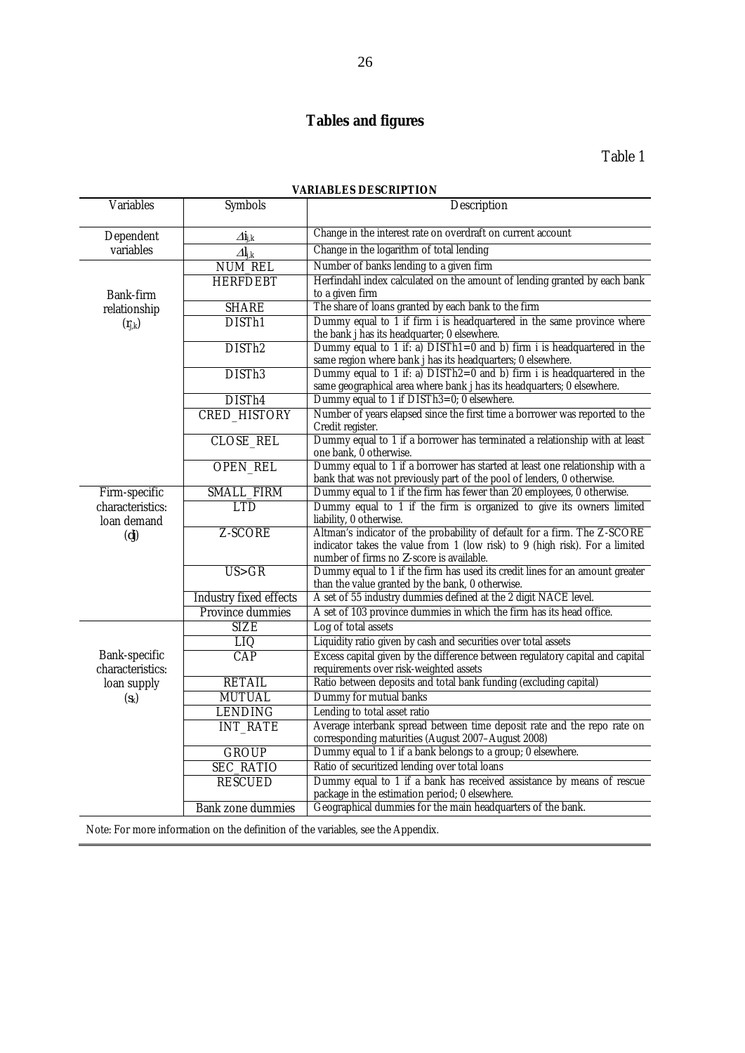# Tables and figures

Table 1

**VARIABLES DESCRIPTION**

| Variables | Symbols | Description |
|---|---|---|
| Dependent variables | $\Delta i_{j,k}$ | Change in the interest rate on overdraft on current account |
| | $\Delta l_{j,k}$ | Change in the logarithm of total lending |
| Bank-firm relationship ($r_{j,k}$) | NUM_REL | Number of banks lending to a given firm |
| | HERFDEBT | Herfindahl index calculated on the amount of lending granted by each bank to a given firm |
| | SHARE | The share of loans granted by each bank to the firm |
| | DISTh1 | Dummy equal to 1 if firm i is headquartered in the same province where the bank j has its headquarter; 0 elsewhere. |
| | DISTh2 | Dummy equal to 1 if: a) DISTh1=0 and b) firm i is headquartered in the same region where bank j has its headquarters; 0 elsewhere. |
| | DISTh3 | Dummy equal to 1 if: a) DISTh2=0 and b) firm i is headquartered in the same geographical area where bank j has its headquarters; 0 elsewhere. |
| | DISTh4 | Dummy equal to 1 if DISTh3=0; 0 elsewhere. |
| | CRED_HISTORY | Number of years elapsed since the first time a borrower was reported to the Credit register. |
| | CLOSE_REL | Dummy equal to 1 if a borrower has terminated a relationship with at least one bank, 0 otherwise. |
| | OPEN_REL | Dummy equal to 1 if a borrower has started at least one relationship with a bank that was not previously part of the pool of lenders, 0 otherwise. |
| Firm-specific characteristics: loan demand ($d_j$) | SMALL_FIRM | Dummy equal to 1 if the firm has fewer than 20 employees, 0 otherwise. |
| | LTD | Dummy equal to 1 if the firm is organized to give its owners limited liability, 0 otherwise. |
| | Z-SCORE | Altman's indicator of the probability of default for a firm. The Z-SCORE indicator takes the value from 1 (low risk) to 9 (high risk). For a limited number of firms no Z-score is available. |
| | US>GR | Dummy equal to 1 if the firm has used its credit lines for an amount greater than the value granted by the bank, 0 otherwise. |
| | Industry fixed effects | A set of 55 industry dummies defined at the 2 digit NACE level. |
| | Province dummies | A set of 103 province dummies in which the firm has its head office. |
| Bank-specific characteristics: loan supply ($s_k$) | SIZE | Log of total assets |
| | LIQ | Liquidity ratio given by cash and securities over total assets |
| | CAP | Excess capital given by the difference between regulatory capital and capital requirements over risk-weighted assets |
| | RETAIL | Ratio between deposits and total bank funding (excluding capital) |
| | MUTUAL | Dummy for mutual banks |
| | LENDING | Lending to total asset ratio |
| | INT_RATE | Average interbank spread between time deposit rate and the repo rate on corresponding maturities (August 2007–August 2008) |
| | GROUP | Dummy equal to 1 if a bank belongs to a group; 0 elsewhere. |
| | SEC_RATIO | Ratio of securitized lending over total loans |
| | RESCUED | Dummy equal to 1 if a bank has received assistance by means of rescue package in the estimation period; 0 elsewhere. |
| | Bank zone dummies | Geographical dummies for the main headquarters of the bank. |

Note: For more information on the definition of the variables, see the Appendix.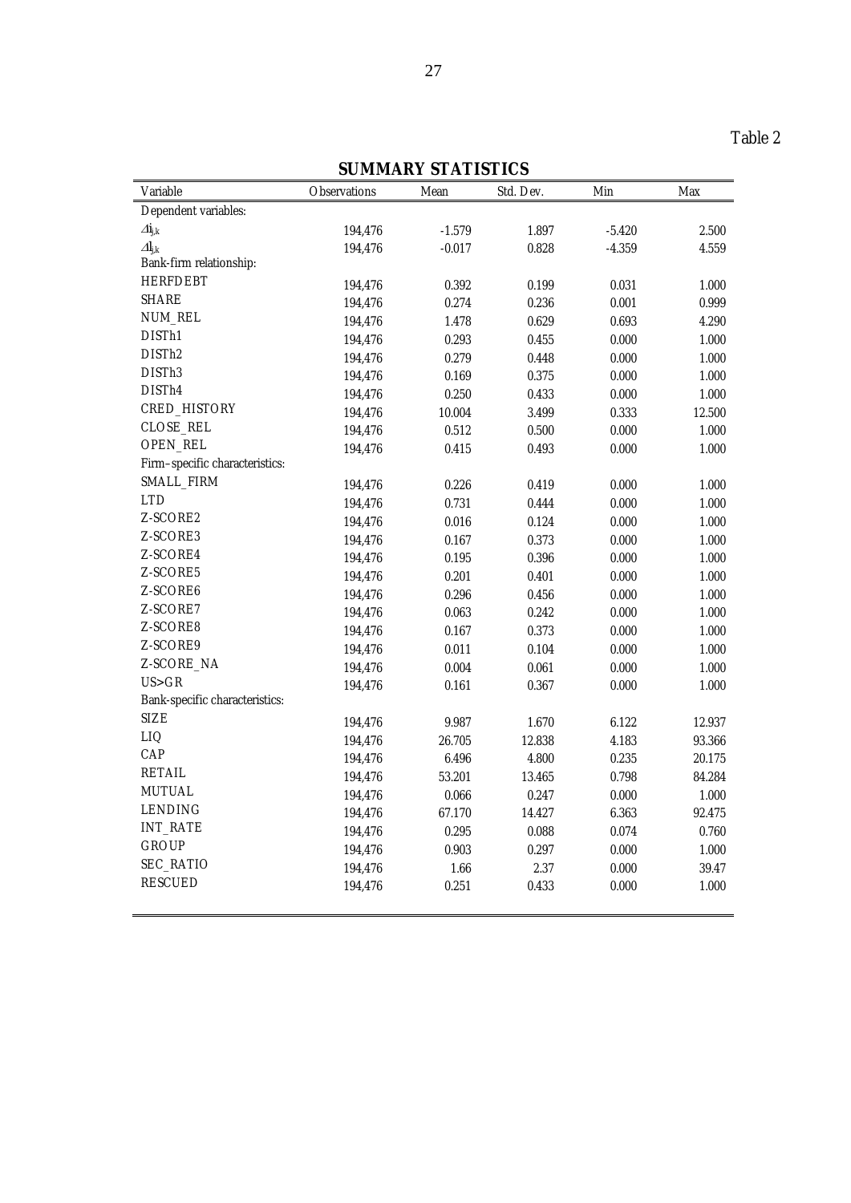Table 2

## SUMMARY STATISTICS

| Variable | Observations | Mean | Std. Dev. | Min | Max |
|---|---|---|---|---|---|
| Dependent variables: | | | | | |
| $\Delta i_{j,k}$ | 194,476 | -1.579 | 1.897 | -5.420 | 2.500 |
| $\Delta l_{j,k}$ | 194,476 | -0.017 | 0.828 | -4.359 | 4.559 |
| Bank-firm relationship: | | | | | |
| HERFDEBT | 194,476 | 0.392 | 0.199 | 0.031 | 1.000 |
| SHARE | 194,476 | 0.274 | 0.236 | 0.001 | 0.999 |
| NUM_REL | 194,476 | 1.478 | 0.629 | 0.693 | 4.290 |
| DISTh1 | 194,476 | 0.293 | 0.455 | 0.000 | 1.000 |
| DISTh2 | 194,476 | 0.279 | 0.448 | 0.000 | 1.000 |
| DISTh3 | 194,476 | 0.169 | 0.375 | 0.000 | 1.000 |
| DISTh4 | 194,476 | 0.250 | 0.433 | 0.000 | 1.000 |
| CRED_HISTORY | 194,476 | 10.004 | 3.499 | 0.333 | 12.500 |
| CLOSE_REL | 194,476 | 0.512 | 0.500 | 0.000 | 1.000 |
| OPEN_REL | 194,476 | 0.415 | 0.493 | 0.000 | 1.000 |
| Firm–specific characteristics: | | | | | |
| SMALL_FIRM | 194,476 | 0.226 | 0.419 | 0.000 | 1.000 |
| LTD | 194,476 | 0.731 | 0.444 | 0.000 | 1.000 |
| Z-SCORE2 | 194,476 | 0.016 | 0.124 | 0.000 | 1.000 |
| Z-SCORE3 | 194,476 | 0.167 | 0.373 | 0.000 | 1.000 |
| Z-SCORE4 | 194,476 | 0.195 | 0.396 | 0.000 | 1.000 |
| Z-SCORE5 | 194,476 | 0.201 | 0.401 | 0.000 | 1.000 |
| Z-SCORE6 | 194,476 | 0.296 | 0.456 | 0.000 | 1.000 |
| Z-SCORE7 | 194,476 | 0.063 | 0.242 | 0.000 | 1.000 |
| Z-SCORE8 | 194,476 | 0.167 | 0.373 | 0.000 | 1.000 |
| Z-SCORE9 | 194,476 | 0.011 | 0.104 | 0.000 | 1.000 |
| Z-SCORE_NA | 194,476 | 0.004 | 0.061 | 0.000 | 1.000 |
| US>GR | 194,476 | 0.161 | 0.367 | 0.000 | 1.000 |
| Bank-specific characteristics: | | | | | |
| SIZE | 194,476 | 9.987 | 1.670 | 6.122 | 12.937 |
| LIQ | 194,476 | 26.705 | 12.838 | 4.183 | 93.366 |
| CAP | 194,476 | 6.496 | 4.800 | 0.235 | 20.175 |
| RETAIL | 194,476 | 53.201 | 13.465 | 0.798 | 84.284 |
| MUTUAL | 194,476 | 0.066 | 0.247 | 0.000 | 1.000 |
| LENDING | 194,476 | 67.170 | 14.427 | 6.363 | 92.475 |
| INT_RATE | 194,476 | 0.295 | 0.088 | 0.074 | 0.760 |
| GROUP | 194,476 | 0.903 | 0.297 | 0.000 | 1.000 |
| SEC_RATIO | 194,476 | 1.66 | 2.37 | 0.000 | 39.47 |
| RESCUED | 194,476 | 0.251 | 0.433 | 0.000 | 1.000 |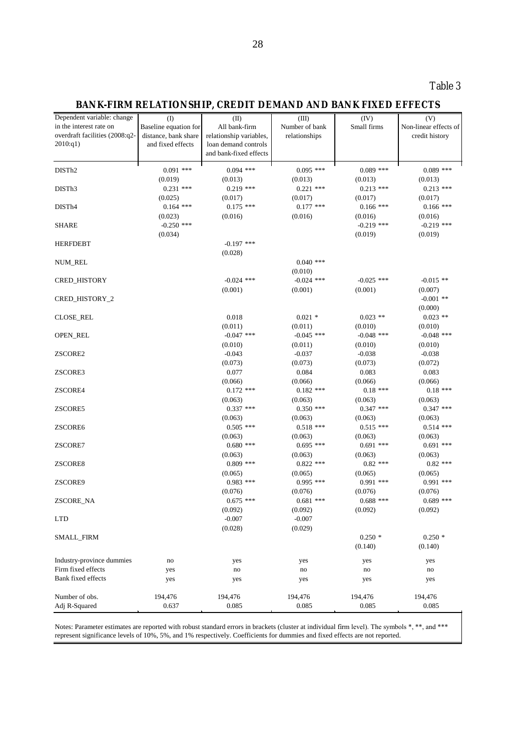Table 3

## BANK-FIRM RELATIONSHIP, CREDIT DEMAND AND BANK FIXED EFFECTS

| Dependent variable: change in the interest rate on overdraft facilities (2008:q2-2010:q1) | (I) Baseline equation for distance, bank share and fixed effects | (II) All bank-firm relationship variables, loan demand controls and bank-fixed effects | (III) Number of bank relationships | (IV) Small firms | (V) Non-linear effects of credit history |
|---|---|---|---|---|---|
| DISTh2 | 0.091 *** | 0.094 *** | 0.095 *** | 0.089 *** | 0.089 *** |
| | (0.019) | (0.013) | (0.013) | (0.013) | (0.013) |
| DISTh3 | 0.231 *** | 0.219 *** | 0.221 *** | 0.213 *** | 0.213 *** |
| | (0.025) | (0.017) | (0.017) | (0.017) | (0.017) |
| DISTh4 | 0.164 *** | 0.175 *** | 0.177 *** | 0.166 *** | 0.166 *** |
| | (0.023) | (0.016) | (0.016) | (0.016) | (0.016) |
| SHARE | -0.250 *** | | | -0.219 *** | -0.219 *** |
| | (0.034) | | | (0.019) | (0.019) |
| HERFDEBT | | -0.197 *** | | | |
| | | (0.028) | | | |
| NUM_REL | | | 0.040 *** | | |
| | | | (0.010) | | |
| CRED_HISTORY | | -0.024 *** | -0.024 *** | -0.025 *** | -0.015 ** |
| | | (0.001) | (0.001) | (0.001) | (0.007) |
| CRED_HISTORY_2 | | | | | -0.001 ** |
| | | | | | (0.000) |
| CLOSE_REL | | 0.018 | 0.021 * | 0.023 ** | 0.023 ** |
| | | (0.011) | (0.011) | (0.010) | (0.010) |
| OPEN_REL | | -0.047 *** | -0.045 *** | -0.048 *** | -0.048 *** |
| | | (0.010) | (0.011) | (0.010) | (0.010) |
| ZSCORE2 | | -0.043 | -0.037 | -0.038 | -0.038 |
| | | (0.073) | (0.073) | (0.073) | (0.072) |
| ZSCORE3 | | 0.077 | 0.084 | 0.083 | 0.083 |
| | | (0.066) | (0.066) | (0.066) | (0.066) |
| ZSCORE4 | | 0.172 *** | 0.182 *** | 0.18 *** | 0.18 *** |
| | | (0.063) | (0.063) | (0.063) | (0.063) |
| ZSCORE5 | | 0.337 *** | 0.350 *** | 0.347 *** | 0.347 *** |
| | | (0.063) | (0.063) | (0.063) | (0.063) |
| ZSCORE6 | | 0.505 *** | 0.518 *** | 0.515 *** | 0.514 *** |
| | | (0.063) | (0.063) | (0.063) | (0.063) |
| ZSCORE7 | | 0.680 *** | 0.695 *** | 0.691 *** | 0.691 *** |
| | | (0.063) | (0.063) | (0.063) | (0.063) |
| ZSCORE8 | | 0.809 *** | 0.822 *** | 0.82 *** | 0.82 *** |
| | | (0.065) | (0.065) | (0.065) | (0.065) |
| ZSCORE9 | | 0.983 *** | 0.995 *** | 0.991 *** | 0.991 *** |
| | | (0.076) | (0.076) | (0.076) | (0.076) |
| ZSCORE_NA | | 0.675 *** | 0.681 *** | 0.688 *** | 0.689 *** |
| | | (0.092) | (0.092) | (0.092) | (0.092) |
| LTD | | -0.007 | -0.007 | | |
| | | (0.028) | (0.029) | | |
| SMALL_FIRM | | | | 0.250 * | 0.250 * |
| | | | | (0.140) | (0.140) |
| Industry-province dummies | no | yes | yes | yes | yes |
| Firm fixed effects | yes | no | no | no | no |
| Bank fixed effects | yes | yes | yes | yes | yes |
| Number of obs. | 194,476 | 194,476 | 194,476 | 194,476 | 194,476 |
| Adj R-Squared | 0.637 | 0.085 | 0.085 | 0.085 | 0.085 |

Notes: Parameter estimates are reported with robust standard errors in brackets (cluster at individual firm level). The symbols *, **, and *** represent significance levels of 10%, 5%, and 1% respectively. Coefficients for dummies and fixed effects are not reported.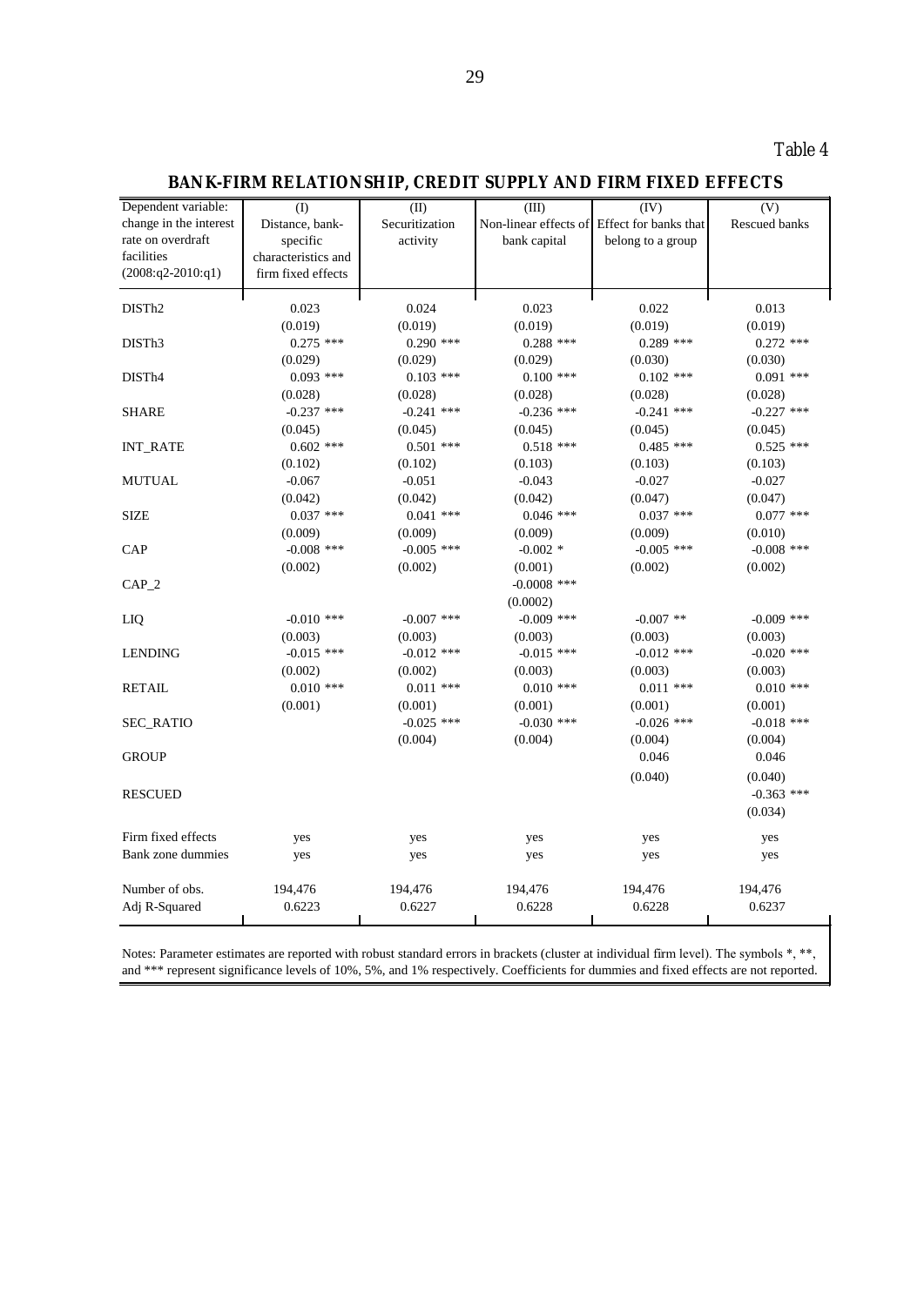Table 4

**BANK-FIRM RELATIONSHIP, CREDIT SUPPLY AND FIRM FIXED EFFECTS**

| Dependent variable: change in the interest rate on overdraft facilities (2008:q2-2010:q1) | (I) Distance, bank-specific characteristics and firm fixed effects | (II) Securitization activity | (III) Non-linear effects of bank capital | (IV) Effect for banks that belong to a group | (V) Rescued banks |
|---|---|---|---|---|---|
| DISTh2 | 0.023 | 0.024 | 0.023 | 0.022 | 0.013 |
| | (0.019) | (0.019) | (0.019) | (0.019) | (0.019) |
| DISTh3 | 0.275 *** | 0.290 *** | 0.288 *** | 0.289 *** | 0.272 *** |
| | (0.029) | (0.029) | (0.029) | (0.030) | (0.030) |
| DISTh4 | 0.093 *** | 0.103 *** | 0.100 *** | 0.102 *** | 0.091 *** |
| | (0.028) | (0.028) | (0.028) | (0.028) | (0.028) |
| SHARE | -0.237 *** | -0.241 *** | -0.236 *** | -0.241 *** | -0.227 *** |
| | (0.045) | (0.045) | (0.045) | (0.045) | (0.045) |
| INT_RATE | 0.602 *** | 0.501 *** | 0.518 *** | 0.485 *** | 0.525 *** |
| | (0.102) | (0.102) | (0.103) | (0.103) | (0.103) |
| MUTUAL | -0.067 | -0.051 | -0.043 | -0.027 | -0.027 |
| | (0.042) | (0.042) | (0.042) | (0.047) | (0.047) |
| SIZE | 0.037 *** | 0.041 *** | 0.046 *** | 0.037 *** | 0.077 *** |
| | (0.009) | (0.009) | (0.009) | (0.009) | (0.010) |
| CAP | -0.008 *** | -0.005 *** | -0.002 * | -0.005 *** | -0.008 *** |
| | (0.002) | (0.002) | (0.001) | (0.002) | (0.002) |
| CAP_2 | | | -0.0008 *** | | |
| | | | (0.0002) | | |
| LIQ | -0.010 *** | -0.007 *** | -0.009 *** | -0.007 ** | -0.009 *** |
| | (0.003) | (0.003) | (0.003) | (0.003) | (0.003) |
| LENDING | -0.015 *** | -0.012 *** | -0.015 *** | -0.012 *** | -0.020 *** |
| | (0.002) | (0.002) | (0.003) | (0.003) | (0.003) |
| RETAIL | 0.010 *** | 0.011 *** | 0.010 *** | 0.011 *** | 0.010 *** |
| | (0.001) | (0.001) | (0.001) | (0.001) | (0.001) |
| SEC_RATIO | | -0.025 *** | -0.030 *** | -0.026 *** | -0.018 *** |
| | | (0.004) | (0.004) | (0.004) | (0.004) |
| GROUP | | | | 0.046 | 0.046 |
| | | | | (0.040) | (0.040) |
| RESCUED | | | | | -0.363 *** |
| | | | | | (0.034) |
| Firm fixed effects | yes | yes | yes | yes | yes |
| Bank zone dummies | yes | yes | yes | yes | yes |
| Number of obs. | 194,476 | 194,476 | 194,476 | 194,476 | 194,476 |
| Adj R-Squared | 0.6223 | 0.6227 | 0.6228 | 0.6228 | 0.6237 |

Notes: Parameter estimates are reported with robust standard errors in brackets (cluster at individual firm level). The symbols *, **, and *** represent significance levels of 10%, 5%, and 1% respectively. Coefficients for dummies and fixed effects are not reported.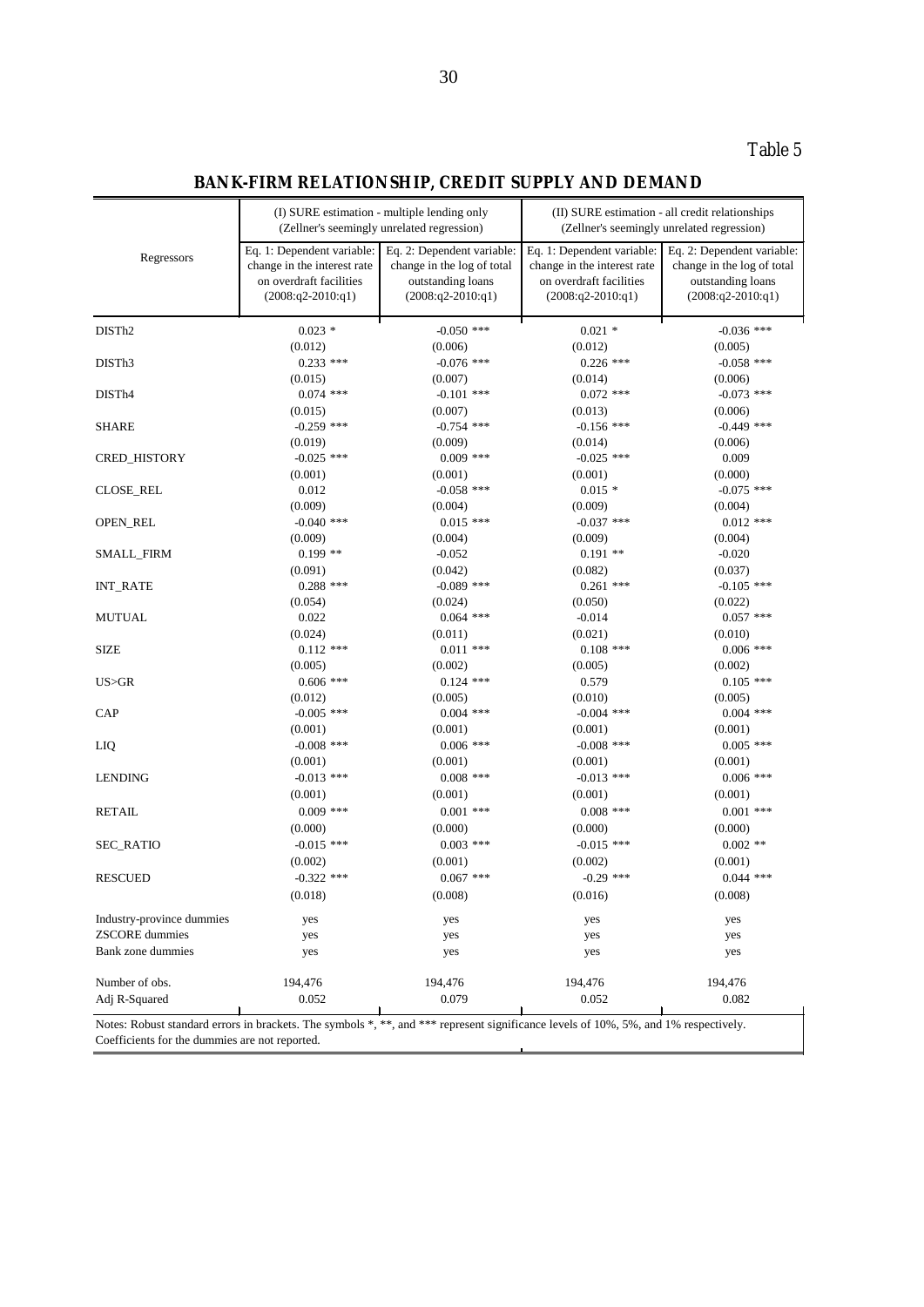Table 5

## BANK-FIRM RELATIONSHIP, CREDIT SUPPLY AND DEMAND

| Regressors | (I) SURE estimation - multiple lending only (Zellner's seemingly unrelated regression) | | (II) SURE estimation - all credit relationships (Zellner's seemingly unrelated regression) | |
|---|---|---|---|---|
| | Eq. 1: Dependent variable: change in the interest rate on overdraft facilities (2008:q2-2010:q1) | Eq. 2: Dependent variable: change in the log of total outstanding loans (2008:q2-2010:q1) | Eq. 1: Dependent variable: change in the interest rate on overdraft facilities (2008:q2-2010:q1) | Eq. 2: Dependent variable: change in the log of total outstanding loans (2008:q2-2010:q1) |
| DISTh2 | 0.023 * | -0.050 *** | 0.021 * | -0.036 *** |
| | (0.012) | (0.006) | (0.012) | (0.005) |
| DISTh3 | 0.233 *** | -0.076 *** | 0.226 *** | -0.058 *** |
| | (0.015) | (0.007) | (0.014) | (0.006) |
| DISTh4 | 0.074 *** | -0.101 *** | 0.072 *** | -0.073 *** |
| | (0.015) | (0.007) | (0.013) | (0.006) |
| SHARE | -0.259 *** | -0.754 *** | -0.156 *** | -0.449 *** |
| | (0.019) | (0.009) | (0.014) | (0.006) |
| CRED_HISTORY | -0.025 *** | 0.009 *** | -0.025 *** | 0.009 |
| | (0.001) | (0.001) | (0.001) | (0.000) |
| CLOSE_REL | 0.012 | -0.058 *** | 0.015 * | -0.075 *** |
| | (0.009) | (0.004) | (0.009) | (0.004) |
| OPEN_REL | -0.040 *** | 0.015 *** | -0.037 *** | 0.012 *** |
| | (0.009) | (0.004) | (0.009) | (0.004) |
| SMALL_FIRM | 0.199 ** | -0.052 | 0.191 ** | -0.020 |
| | (0.091) | (0.042) | (0.082) | (0.037) |
| INT_RATE | 0.288 *** | -0.089 *** | 0.261 *** | -0.105 *** |
| | (0.054) | (0.024) | (0.050) | (0.022) |
| MUTUAL | 0.022 | 0.064 *** | -0.014 | 0.057 *** |
| | (0.024) | (0.011) | (0.021) | (0.010) |
| SIZE | 0.112 *** | 0.011 *** | 0.108 *** | 0.006 *** |
| | (0.005) | (0.002) | (0.005) | (0.002) |
| US>GR | 0.606 *** | 0.124 *** | 0.579 | 0.105 *** |
| | (0.012) | (0.005) | (0.010) | (0.005) |
| CAP | -0.005 *** | 0.004 *** | -0.004 *** | 0.004 *** |
| | (0.001) | (0.001) | (0.001) | (0.001) |
| LIQ | -0.008 *** | 0.006 *** | -0.008 *** | 0.005 *** |
| | (0.001) | (0.001) | (0.001) | (0.001) |
| LENDING | -0.013 *** | 0.008 *** | -0.013 *** | 0.006 *** |
| | (0.001) | (0.001) | (0.001) | (0.001) |
| RETAIL | 0.009 *** | 0.001 *** | 0.008 *** | 0.001 *** |
| | (0.000) | (0.000) | (0.000) | (0.000) |
| SEC_RATIO | -0.015 *** | 0.003 *** | -0.015 *** | 0.002 ** |
| | (0.002) | (0.001) | (0.002) | (0.001) |
| RESCUED | -0.322 *** | 0.067 *** | -0.29 *** | 0.044 *** |
| | (0.018) | (0.008) | (0.016) | (0.008) |
| Industry-province dummies | yes | yes | yes | yes |
| ZSCORE dummies | yes | yes | yes | yes |
| Bank zone dummies | yes | yes | yes | yes |
| Number of obs. | 194,476 | 194,476 | 194,476 | 194,476 |
| Adj R-Squared | 0.052 | 0.079 | 0.052 | 0.082 |

Notes: Robust standard errors in brackets. The symbols *, **, and *** represent significance levels of 10%, 5%, and 1% respectively. Coefficients for the dummies are not reported.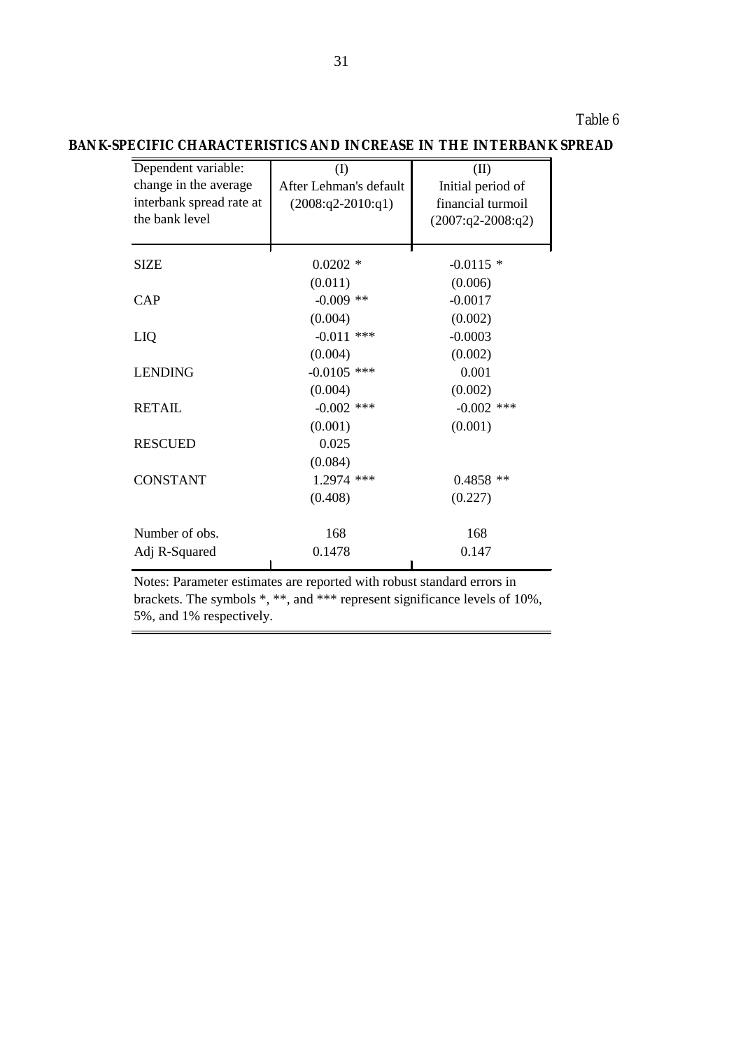Table 6

**BANK-SPECIFIC CHARACTERISTICS AND INCREASE IN THE INTERBANK SPREAD**

| Dependent variable: change in the average interbank spread rate at the bank level | (I) After Lehman's default (2008:q2-2010:q1) | (II) Initial period of financial turmoil (2007:q2-2008:q2) |
|---|---|---|
| SIZE | 0.0202 * | -0.0115 * |
| | (0.011) | (0.006) |
| CAP | -0.009 ** | -0.0017 |
| | (0.004) | (0.002) |
| LIQ | -0.011 *** | -0.0003 |
| | (0.004) | (0.002) |
| LENDING | -0.0105 *** | 0.001 |
| | (0.004) | (0.002) |
| RETAIL | -0.002 *** | -0.002 *** |
| | (0.001) | (0.001) |
| RESCUED | 0.025 | |
| | (0.084) | |
| CONSTANT | 1.2974 *** | 0.4858 ** |
| | (0.408) | (0.227) |
| Number of obs. | 168 | 168 |
| Adj R-Squared | 0.1478 | 0.147 |

Notes: Parameter estimates are reported with robust standard errors in brackets. The symbols *, **, and *** represent significance levels of 10%, 5%, and 1% respectively.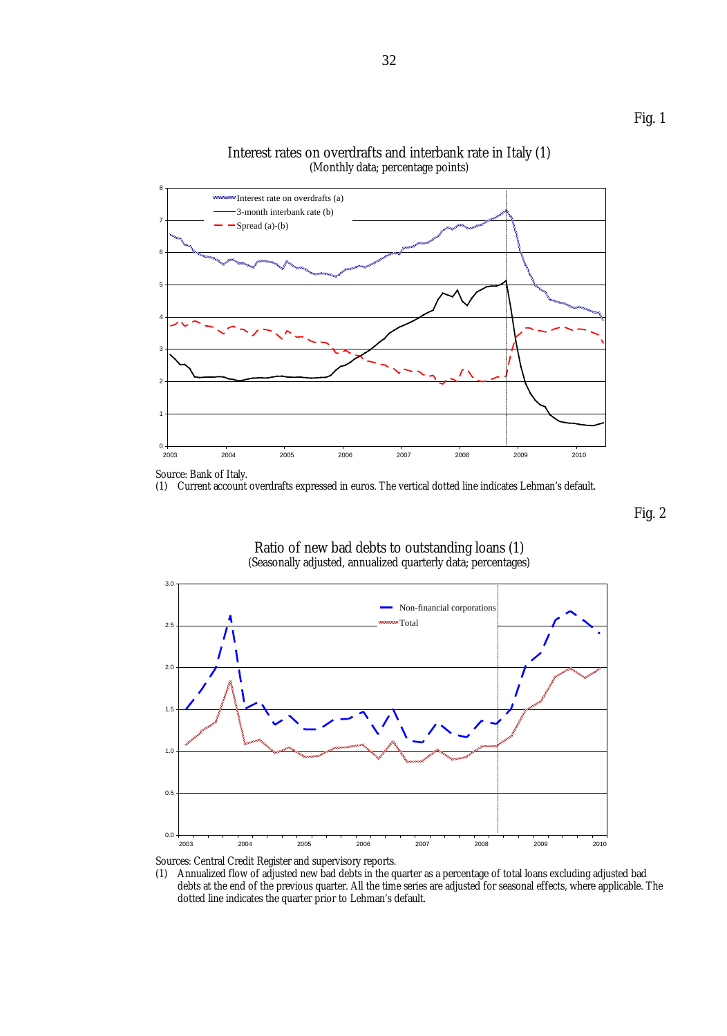Fig. 1

**Interest rates on overdrafts and interbank rate in Italy (1)**
(Monthly data; percentage points)

Source: Bank of Italy.
(1) Current account overdrafts expressed in euros. The vertical dotted line indicates Lehman's default.

Fig. 2

**Ratio of new bad debts to outstanding loans (1)**
(Seasonally adjusted, annualized quarterly data; percentages)

Sources: Central Credit Register and supervisory reports.
(1) Annualized flow of adjusted new bad debts in the quarter as a percentage of total loans excluding adjusted bad debts at the end of the previous quarter. All the time series are adjusted for seasonal effects, where applicable. The dotted line indicates the quarter prior to Lehman's default.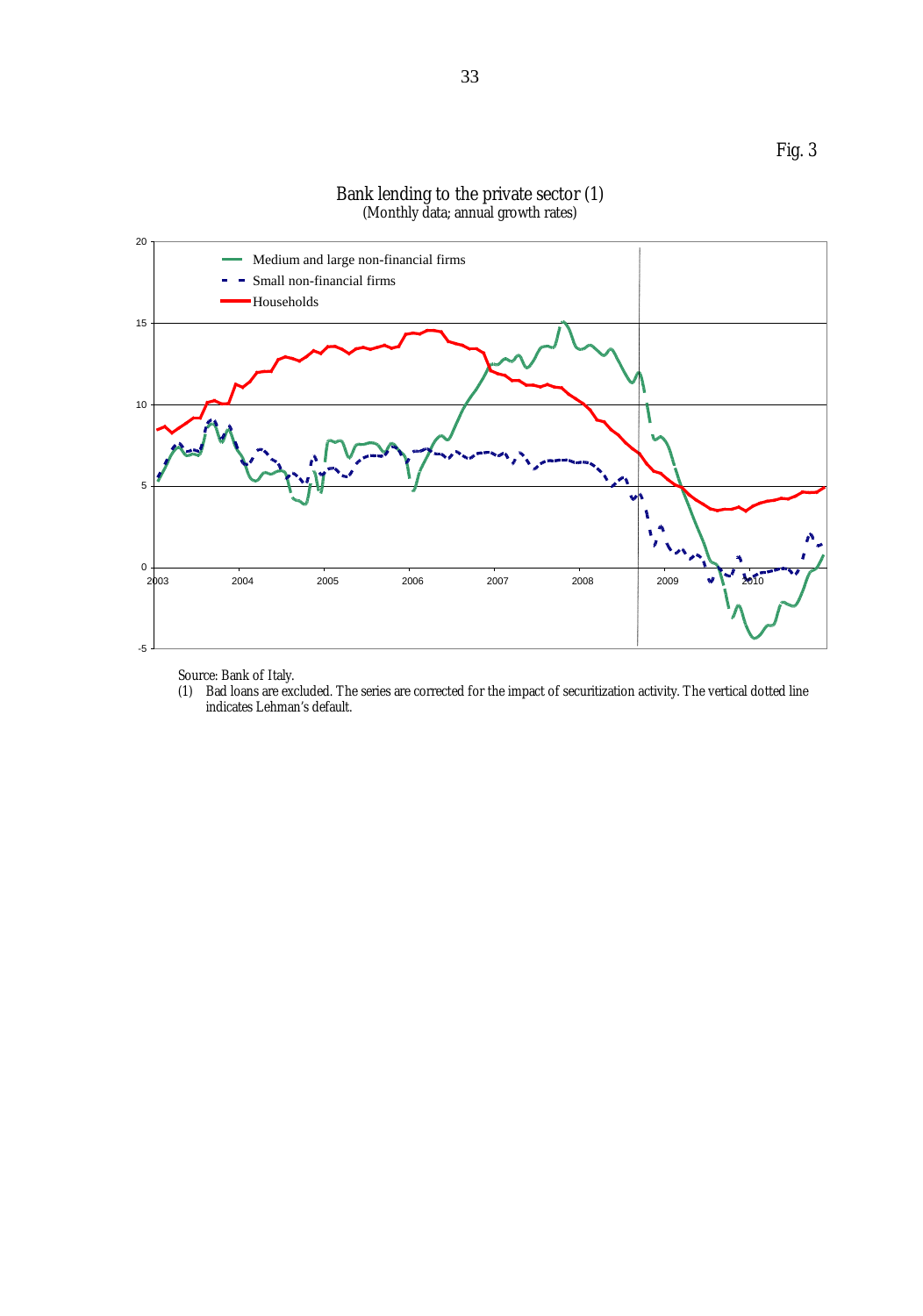Fig. 3

Bank lending to the private sector (1)
(Monthly data; annual growth rates)

Source: Bank of Italy.
(1) Bad loans are excluded. The series are corrected for the impact of securitization activity. The vertical dotted line indicates Lehman's default.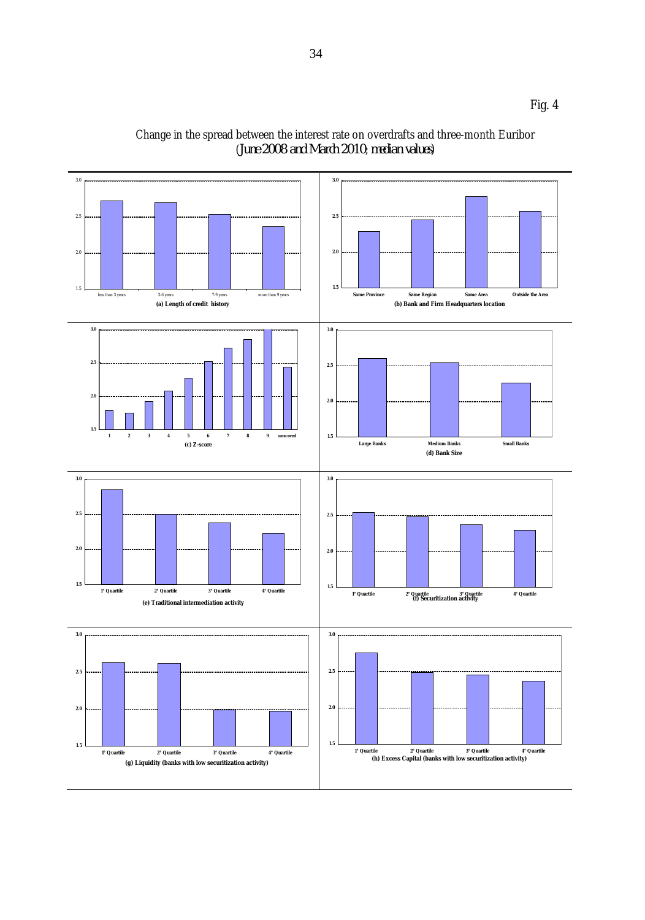Fig. 4

Change in the spread between the interest rate on overdrafts and three-month Euribor
(June 2008 and March 2010; median values)

(a) Length of credit history

(b) Bank and Firm Headquarters location

(c) Z-score

(d) Bank Size

(e) Traditional intermediation activity

(f) Securitization activity

(g) Liquidity (banks with low securitization activity)

(h) Excess Capital (banks with low securitization activity)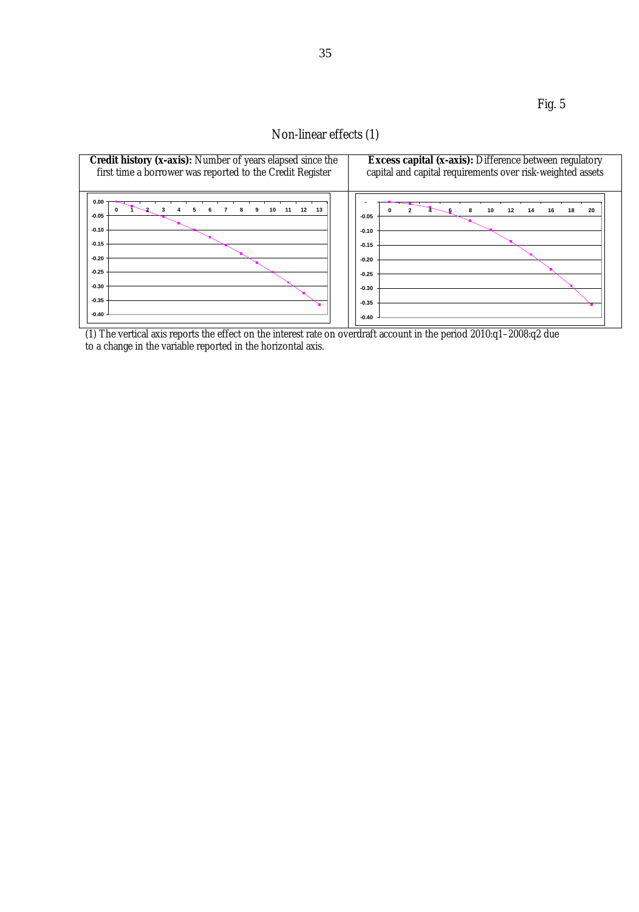Fig. 5

Non-linear effects (1)

| **Credit history (x-axis):** Number of years elapsed since the first time a borrower was reported to the Credit Register | **Excess capital (x-axis):** Difference between regulatory capital and capital requirements over risk-weighted assets |
|---|---|

(1) The vertical axis reports the effect on the interest rate on overdraft account in the period 2010:q1–2008:q2 due to a change in the variable reported in the horizontal axis.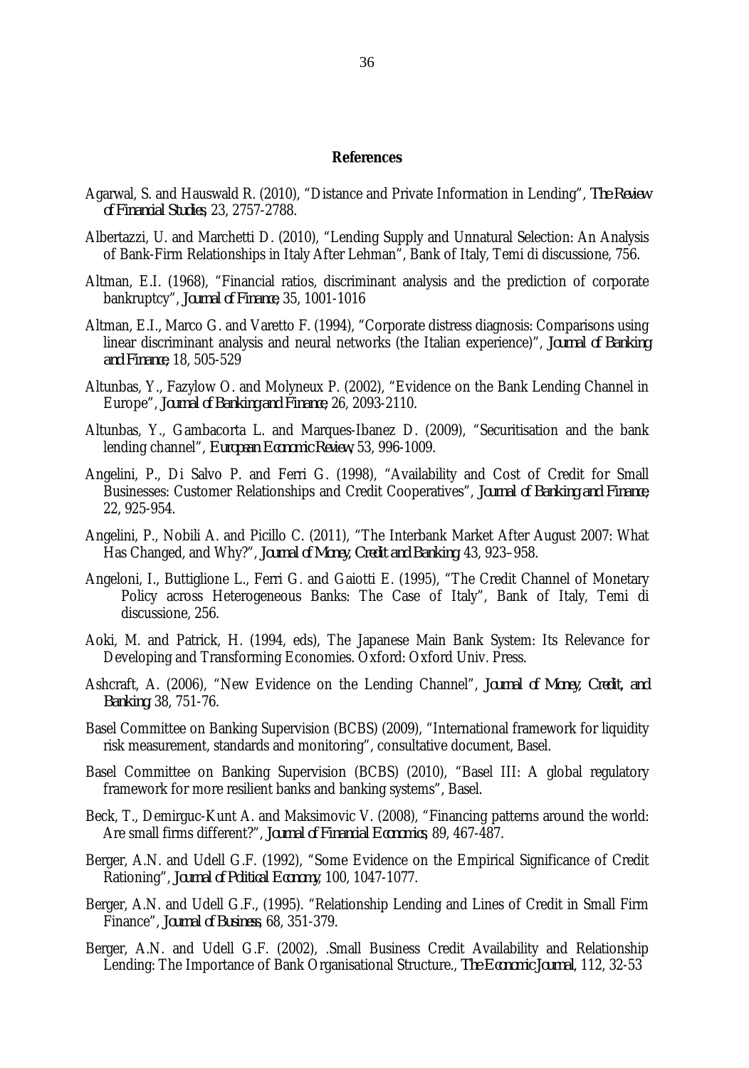## References

Agarwal, S. and Hauswald R. (2010), "Distance and Private Information in Lending", *The Review of Financial Studies*, 23, 2757-2788.

Albertazzi, U. and Marchetti D. (2010), "Lending Supply and Unnatural Selection: An Analysis of Bank-Firm Relationships in Italy After Lehman", Bank of Italy, Temi di discussione, 756.

Altman, E.I. (1968), "Financial ratios, discriminant analysis and the prediction of corporate bankruptcy", *Journal of Finance*, 35, 1001-1016

Altman, E.I., Marco G. and Varetto F. (1994), "Corporate distress diagnosis: Comparisons using linear discriminant analysis and neural networks (the Italian experience)", *Journal of Banking and Finance*, 18, 505-529

Altunbas, Y., Fazylow O. and Molyneux P. (2002), "Evidence on the Bank Lending Channel in Europe", *Journal of Banking and Finance*, 26, 2093-2110.

Altunbas, Y., Gambacorta L. and Marques-Ibanez D. (2009), "Securitisation and the bank lending channel", *European Economic Review*, 53, 996-1009.

Angelini, P., Di Salvo P. and Ferri G. (1998), "Availability and Cost of Credit for Small Businesses: Customer Relationships and Credit Cooperatives", *Journal of Banking and Finance*, 22, 925-954.

Angelini, P., Nobili A. and Picillo C. (2011), "The Interbank Market After August 2007: What Has Changed, and Why?", *Journal of Money, Credit and Banking*, 43, 923–958.

Angeloni, I., Buttiglione L., Ferri G. and Gaiotti E. (1995), "The Credit Channel of Monetary Policy across Heterogeneous Banks: The Case of Italy", Bank of Italy, Temi di discussione, 256.

Aoki, M. and Patrick, H. (1994, eds), The Japanese Main Bank System: Its Relevance for Developing and Transforming Economies. Oxford: Oxford Univ. Press.

Ashcraft, A. (2006), "New Evidence on the Lending Channel", *Journal of Money, Credit, and Banking*, 38, 751-76.

Basel Committee on Banking Supervision (BCBS) (2009), "International framework for liquidity risk measurement, standards and monitoring", consultative document, Basel.

Basel Committee on Banking Supervision (BCBS) (2010), "Basel III: A global regulatory framework for more resilient banks and banking systems", Basel.

Beck, T., Demirguc-Kunt A. and Maksimovic V. (2008), "Financing patterns around the world: Are small firms different?", *Journal of Financial Economics*, 89, 467-487.

Berger, A.N. and Udell G.F. (1992), "Some Evidence on the Empirical Significance of Credit Rationing", *Journal of Political Economy*, 100, 1047-1077.

Berger, A.N. and Udell G.F., (1995). "Relationship Lending and Lines of Credit in Small Firm Finance", *Journal of Business*, 68, 351-379.

Berger, A.N. and Udell G.F. (2002), .Small Business Credit Availability and Relationship Lending: The Importance of Bank Organisational Structure., *The Economic Journal*, 112, 32-53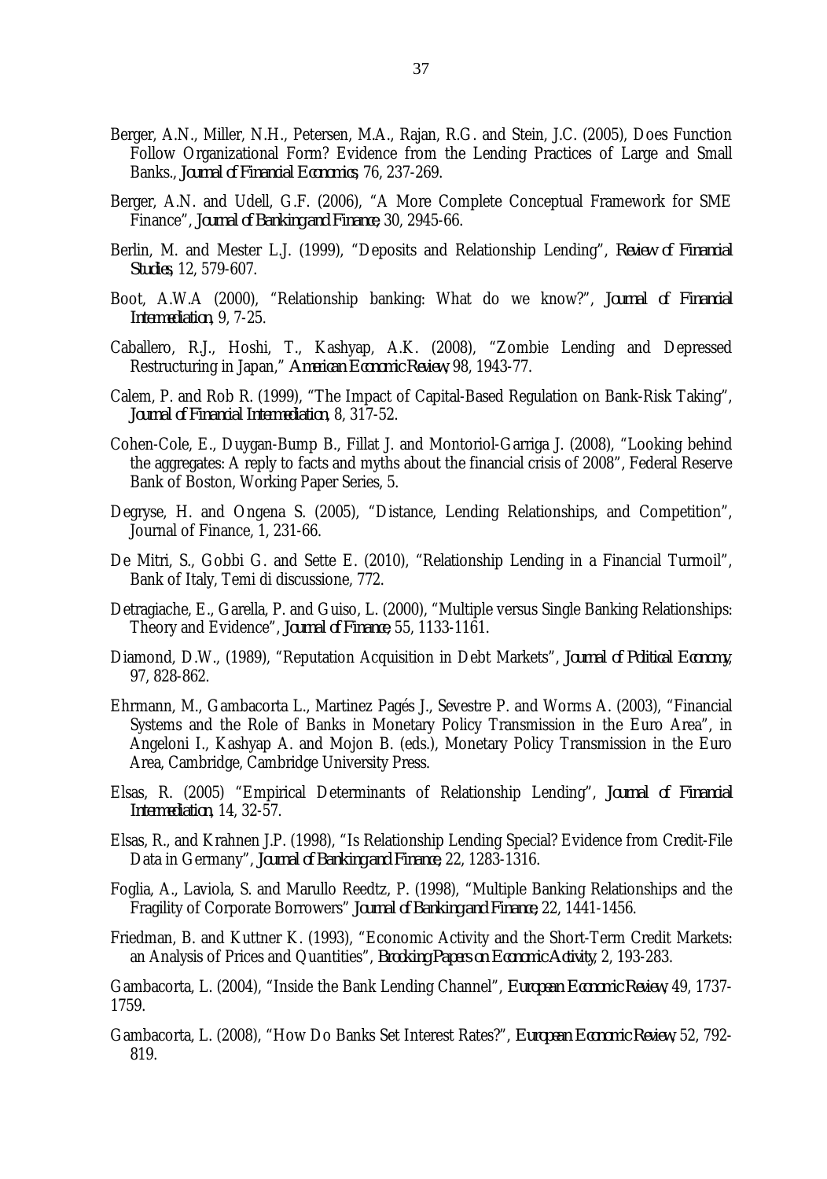Berger, A.N., Miller, N.H., Petersen, M.A., Rajan, R.G. and Stein, J.C. (2005), Does Function Follow Organizational Form? Evidence from the Lending Practices of Large and Small Banks., *Journal of Financial Economics*, 76, 237-269.

Berger, A.N. and Udell, G.F. (2006), "A More Complete Conceptual Framework for SME Finance", *Journal of Banking and Finance*, 30, 2945-66.

Berlin, M. and Mester L.J. (1999), "Deposits and Relationship Lending", *Review of Financial Studies*, 12, 579-607.

Boot, A.W.A (2000), "Relationship banking: What do we know?", *Journal of Financial Intermediation*, 9, 7-25.

Caballero, R.J., Hoshi, T., Kashyap, A.K. (2008), "Zombie Lending and Depressed Restructuring in Japan," *American Economic Review*, 98, 1943-77.

Calem, P. and Rob R. (1999), "The Impact of Capital-Based Regulation on Bank-Risk Taking", *Journal of Financial Intermediation*, 8, 317-52.

Cohen-Cole, E., Duygan-Bump B., Fillat J. and Montoriol-Garriga J. (2008), "Looking behind the aggregates: A reply to facts and myths about the financial crisis of 2008", Federal Reserve Bank of Boston, Working Paper Series, 5.

Degryse, H. and Ongena S. (2005), "Distance, Lending Relationships, and Competition", Journal of Finance, 1, 231-66.

De Mitri, S., Gobbi G. and Sette E. (2010), "Relationship Lending in a Financial Turmoil", Bank of Italy, Temi di discussione, 772.

Detragiache, E., Garella, P. and Guiso, L. (2000), "Multiple versus Single Banking Relationships: Theory and Evidence", *Journal of Finance*, 55, 1133-1161.

Diamond, D.W., (1989), "Reputation Acquisition in Debt Markets", *Journal of Political Economy*, 97, 828-862.

Ehrmann, M., Gambacorta L., Martinez Pagés J., Sevestre P. and Worms A. (2003), "Financial Systems and the Role of Banks in Monetary Policy Transmission in the Euro Area", in Angeloni I., Kashyap A. and Mojon B. (eds.), Monetary Policy Transmission in the Euro Area, Cambridge, Cambridge University Press.

Elsas, R. (2005) "Empirical Determinants of Relationship Lending", *Journal of Financial Intermediation*, 14, 32-57.

Elsas, R., and Krahnen J.P. (1998), "Is Relationship Lending Special? Evidence from Credit-File Data in Germany", *Journal of Banking and Finance*, 22, 1283-1316.

Foglia, A., Laviola, S. and Marullo Reedtz, P. (1998), "Multiple Banking Relationships and the Fragility of Corporate Borrowers" *Journal of Banking and Finance*, 22, 1441-1456.

Friedman, B. and Kuttner K. (1993), "Economic Activity and the Short-Term Credit Markets: an Analysis of Prices and Quantities", *Brooking Papers on Economic Activity*, 2, 193-283.

Gambacorta, L. (2004), "Inside the Bank Lending Channel", *European Economic Review*, 49, 1737-1759.

Gambacorta, L. (2008), "How Do Banks Set Interest Rates?", *European Economic Review*, 52, 792-819.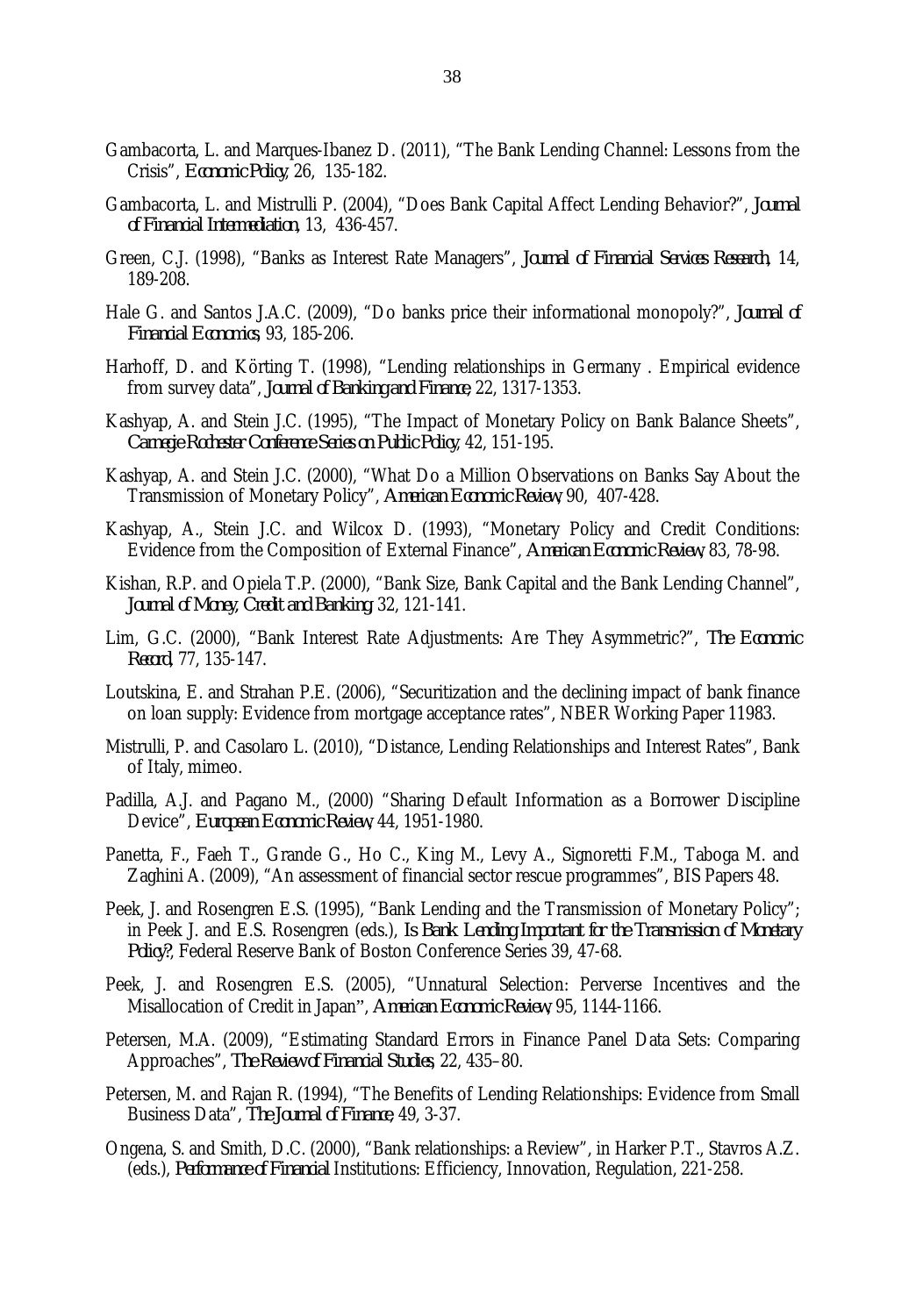Gambacorta, L. and Marques-Ibanez D. (2011), "The Bank Lending Channel: Lessons from the Crisis", *Economic Policy*, 26, 135-182.

Gambacorta, L. and Mistrulli P. (2004), "Does Bank Capital Affect Lending Behavior?", *Journal of Financial Intermediation*, 13, 436-457.

Green, C.J. (1998), "Banks as Interest Rate Managers", *Journal of Financial Services Research*, 14, 189-208.

Hale G. and Santos J.A.C. (2009), "Do banks price their informational monopoly?", *Journal of Financial Economics*, 93, 185-206.

Harhoff, D. and Körting T. (1998), "Lending relationships in Germany . Empirical evidence from survey data", *Journal of Banking and Finance*, 22, 1317-1353.

Kashyap, A. and Stein J.C. (1995), "The Impact of Monetary Policy on Bank Balance Sheets", *Carnegie Rochester Conference Series on Public Policy*, 42, 151-195.

Kashyap, A. and Stein J.C. (2000), "What Do a Million Observations on Banks Say About the Transmission of Monetary Policy", *American Economic Review*, 90, 407-428.

Kashyap, A., Stein J.C. and Wilcox D. (1993), "Monetary Policy and Credit Conditions: Evidence from the Composition of External Finance", *American Economic Review*, 83, 78-98.

Kishan, R.P. and Opiela T.P. (2000), "Bank Size, Bank Capital and the Bank Lending Channel", *Journal of Money, Credit and Banking*, 32, 121-141.

Lim, G.C. (2000), "Bank Interest Rate Adjustments: Are They Asymmetric?", *The Economic Record*, 77, 135-147.

Loutskina, E. and Strahan P.E. (2006), "Securitization and the declining impact of bank finance on loan supply: Evidence from mortgage acceptance rates", NBER Working Paper 11983.

Mistrulli, P. and Casolaro L. (2010), "Distance, Lending Relationships and Interest Rates", Bank of Italy, mimeo.

Padilla, A.J. and Pagano M., (2000) "Sharing Default Information as a Borrower Discipline Device", *European Economic Review*, 44, 1951-1980.

Panetta, F., Faeh T., Grande G., Ho C., King M., Levy A., Signoretti F.M., Taboga M. and Zaghini A. (2009), "An assessment of financial sector rescue programmes", BIS Papers 48.

Peek, J. and Rosengren E.S. (1995), "Bank Lending and the Transmission of Monetary Policy"; in Peek J. and E.S. Rosengren (eds.), *Is Bank Lending Important for the Transmission of Monetary Policy?*, Federal Reserve Bank of Boston Conference Series 39, 47-68.

Peek, J. and Rosengren E.S. (2005), "Unnatural Selection: Perverse Incentives and the Misallocation of Credit in Japan", *American Economic Review*, 95, 1144-1166.

Petersen, M.A. (2009), "Estimating Standard Errors in Finance Panel Data Sets: Comparing Approaches", *The Review of Financial Studies*, 22, 435–80.

Petersen, M. and Rajan R. (1994), "The Benefits of Lending Relationships: Evidence from Small Business Data", *The Journal of Finance*, 49, 3-37.

Ongena, S. and Smith, D.C. (2000), "Bank relationships: a Review", in Harker P.T., Stavros A.Z. (eds.), *Performance of Financial* Institutions: Efficiency, Innovation, Regulation, 221-258.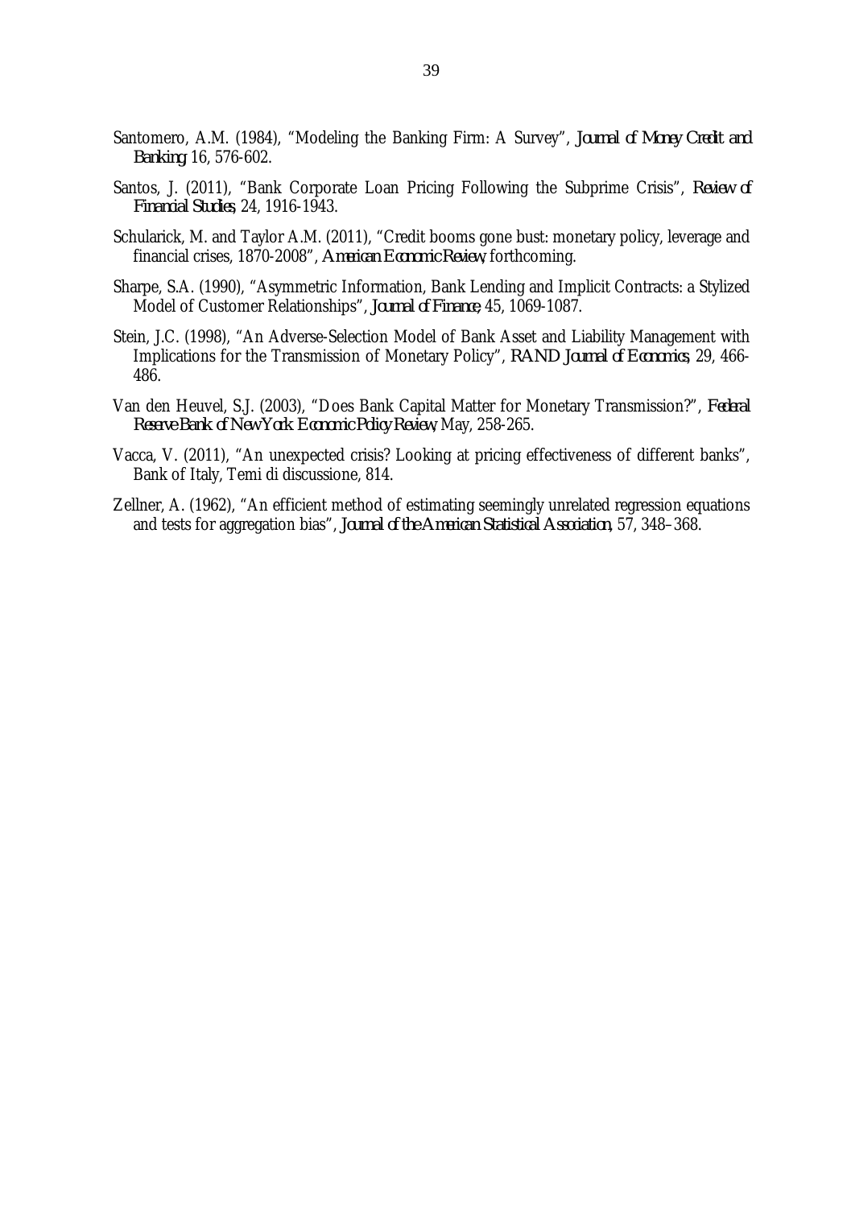Santomero, A.M. (1984), "Modeling the Banking Firm: A Survey", *Journal of Money Credit and Banking*, 16, 576-602.

Santos, J. (2011), "Bank Corporate Loan Pricing Following the Subprime Crisis", *Review of Financial Studies*, 24, 1916-1943.

Schularick, M. and Taylor A.M. (2011), "Credit booms gone bust: monetary policy, leverage and financial crises, 1870-2008", *American Economic Review*, forthcoming.

Sharpe, S.A. (1990), "Asymmetric Information, Bank Lending and Implicit Contracts: a Stylized Model of Customer Relationships", *Journal of Finance*, 45, 1069-1087.

Stein, J.C. (1998), "An Adverse-Selection Model of Bank Asset and Liability Management with Implications for the Transmission of Monetary Policy", *RAND Journal of Economics*, 29, 466-486.

Van den Heuvel, S.J. (2003), "Does Bank Capital Matter for Monetary Transmission?", *Federal Reserve Bank of New York. Economic Policy Review*, May, 258-265.

Vacca, V. (2011), "An unexpected crisis? Looking at pricing effectiveness of different banks", Bank of Italy, Temi di discussione, 814.

Zellner, A. (1962), "An efficient method of estimating seemingly unrelated regression equations and tests for aggregation bias", *Journal of the American Statistical Association*, 57, 348–368.